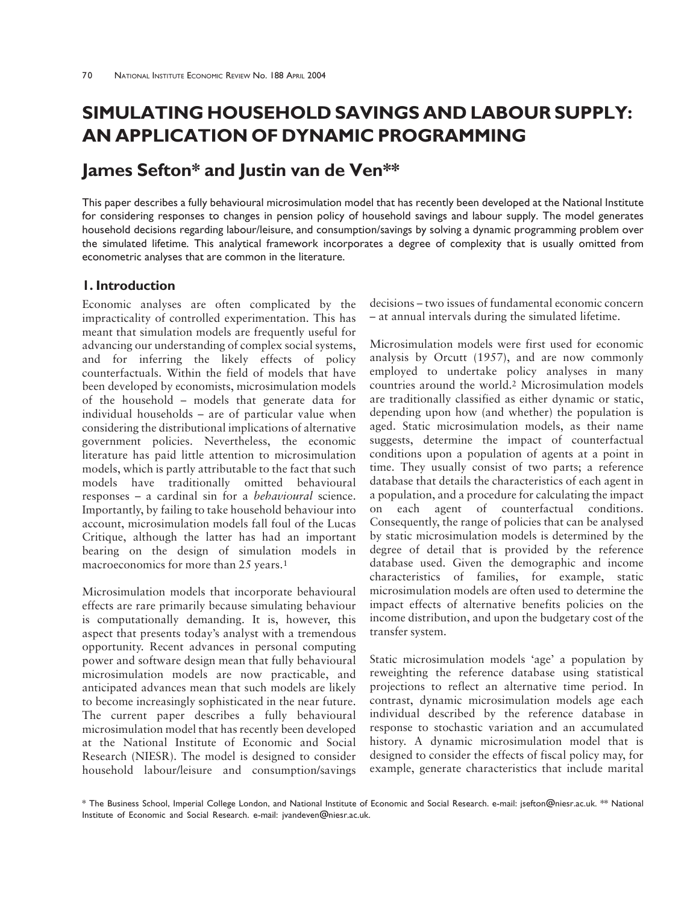# SIMULATING HOUSEHOLD SAVINGS AND LABOUR SUPPLY: AN APPLICATION OF DYNAMIC PROGRAMMING

## James Sefton* and Justin van de Ven**

This paper describes a fully behavioural microsimulation model that has recently been developed at the National Institute for considering responses to changes in pension policy of household savings and labour supply. The model generates household decisions regarding labour/leisure, and consumption/savings by solving a dynamic programming problem over the simulated lifetime. This analytical framework incorporates a degree of complexity that is usually omitted from econometric analyses that are common in the literature.

## 1. Introduction

Economic analyses are often complicated by the impracticality of controlled experimentation. This has meant that simulation models are frequently useful for advancing our understanding of complex social systems, and for inferring the likely effects of policy counterfactuals. Within the field of models that have been developed by economists, microsimulation models of the household – models that generate data for individual households – are of particular value when considering the distributional implications of alternative government policies. Nevertheless, the economic literature has paid little attention to microsimulation models, which is partly attributable to the fact that such models have traditionally omitted behavioural responses – a cardinal sin for a *behavioural* science. Importantly, by failing to take household behaviour into account, microsimulation models fall foul of the Lucas Critique, although the latter has had an important bearing on the design of simulation models in macroeconomics for more than 25 years.[1]

Microsimulation models that incorporate behavioural effects are rare primarily because simulating behaviour is computationally demanding. It is, however, this aspect that presents today's analyst with a tremendous opportunity. Recent advances in personal computing power and software design mean that fully behavioural microsimulation models are now practicable, and anticipated advances mean that such models are likely to become increasingly sophisticated in the near future. The current paper describes a fully behavioural microsimulation model that has recently been developed at the National Institute of Economic and Social Research (NIESR). The model is designed to consider household labour/leisure and consumption/savings decisions – two issues of fundamental economic concern – at annual intervals during the simulated lifetime.

Microsimulation models were first used for economic analysis by Orcutt (1957), and are now commonly employed to undertake policy analyses in many countries around the world.[2] Microsimulation models are traditionally classified as either dynamic or static, depending upon how (and whether) the population is aged. Static microsimulation models, as their name suggests, determine the impact of counterfactual conditions upon a population of agents at a point in time. They usually consist of two parts; a reference database that details the characteristics of each agent in a population, and a procedure for calculating the impact on each agent of counterfactual conditions. Consequently, the range of policies that can be analysed by static microsimulation models is determined by the degree of detail that is provided by the reference database used. Given the demographic and income characteristics of families, for example, static microsimulation models are often used to determine the impact effects of alternative benefits policies on the income distribution, and upon the budgetary cost of the transfer system.

Static microsimulation models 'age' a population by reweighting the reference database using statistical projections to reflect an alternative time period. In contrast, dynamic microsimulation models age each individual described by the reference database in response to stochastic variation and an accumulated history. A dynamic microsimulation model that is designed to consider the effects of fiscal policy may, for example, generate characteristics that include marital

\* The Business School, Imperial College London, and National Institute of Economic and Social Research. e-mail: jsefton@niesr.ac.uk. ** National Institute of Economic and Social Research. e-mail: jvandeven@niesr.ac.uk.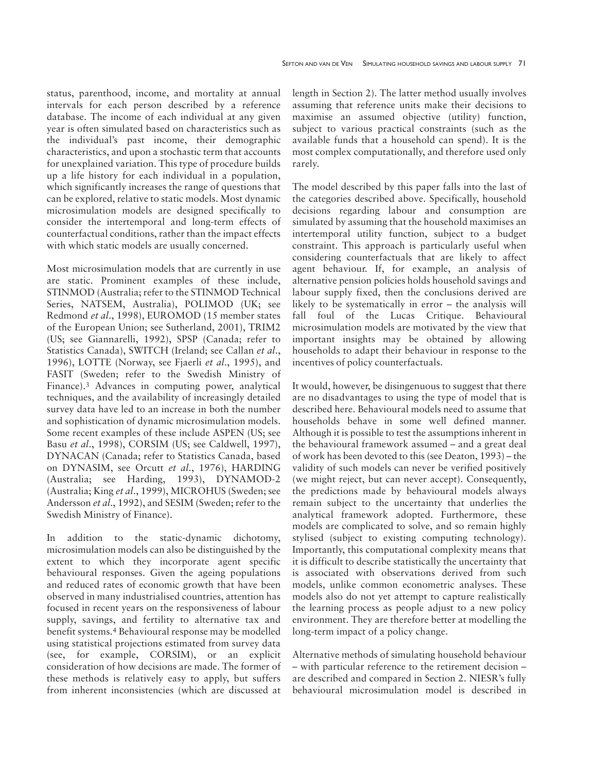status, parenthood, income, and mortality at annual intervals for each person described by a reference database. The income of each individual at any given year is often simulated based on characteristics such as the individual's past income, their demographic characteristics, and upon a stochastic term that accounts for unexplained variation. This type of procedure builds up a life history for each individual in a population, which significantly increases the range of questions that can be explored, relative to static models. Most dynamic microsimulation models are designed specifically to consider the intertemporal and long-term effects of counterfactual conditions, rather than the impact effects with which static models are usually concerned.

Most microsimulation models that are currently in use are static. Prominent examples of these include, STINMOD (Australia; refer to the STINMOD Technical Series, NATSEM, Australia), POLIMOD (UK; see Redmond *et al*., 1998), EUROMOD (15 member states of the European Union; see Sutherland, 2001), TRIM2 (US; see Giannarelli, 1992), SPSP (Canada; refer to Statistics Canada), SWITCH (Ireland; see Callan *et al*., 1996), LOTTE (Norway, see Fjaerli *et al*., 1995), and FASIT (Sweden; refer to the Swedish Ministry of Finance).[3] Advances in computing power, analytical techniques, and the availability of increasingly detailed survey data have led to an increase in both the number and sophistication of dynamic microsimulation models. Some recent examples of these include ASPEN (US; see Basu *et al*., 1998), CORSIM (US; see Caldwell, 1997), DYNACAN (Canada; refer to Statistics Canada, based on DYNASIM, see Orcutt *et al*., 1976), HARDING (Australia; see Harding, 1993), DYNAMOD-2 (Australia; King *et al*., 1999), MICROHUS (Sweden; see Andersson *et al*., 1992), and SESIM (Sweden; refer to the Swedish Ministry of Finance).

In addition to the static-dynamic dichotomy, microsimulation models can also be distinguished by the extent to which they incorporate agent specific behavioural responses. Given the ageing populations and reduced rates of economic growth that have been observed in many industrialised countries, attention has focused in recent years on the responsiveness of labour supply, savings, and fertility to alternative tax and benefit systems.[4] Behavioural response may be modelled using statistical projections estimated from survey data (see, for example, CORSIM), or an explicit consideration of how decisions are made. The former of these methods is relatively easy to apply, but suffers from inherent inconsistencies (which are discussed at length in Section 2). The latter method usually involves assuming that reference units make their decisions to maximise an assumed objective (utility) function, subject to various practical constraints (such as the available funds that a household can spend). It is the most complex computationally, and therefore used only rarely.

The model described by this paper falls into the last of the categories described above. Specifically, household decisions regarding labour and consumption are simulated by assuming that the household maximises an intertemporal utility function, subject to a budget constraint. This approach is particularly useful when considering counterfactuals that are likely to affect agent behaviour. If, for example, an analysis of alternative pension policies holds household savings and labour supply fixed, then the conclusions derived are likely to be systematically in error – the analysis will fall foul of the Lucas Critique. Behavioural microsimulation models are motivated by the view that important insights may be obtained by allowing households to adapt their behaviour in response to the incentives of policy counterfactuals.

It would, however, be disingenuous to suggest that there are no disadvantages to using the type of model that is described here. Behavioural models need to assume that households behave in some well defined manner. Although it is possible to test the assumptions inherent in the behavioural framework assumed – and a great deal of work has been devoted to this (see Deaton, 1993) – the validity of such models can never be verified positively (we might reject, but can never accept). Consequently, the predictions made by behavioural models always remain subject to the uncertainty that underlies the analytical framework adopted. Furthermore, these models are complicated to solve, and so remain highly stylised (subject to existing computing technology). Importantly, this computational complexity means that it is difficult to describe statistically the uncertainty that is associated with observations derived from such models, unlike common econometric analyses. These models also do not yet attempt to capture realistically the learning process as people adjust to a new policy environment. They are therefore better at modelling the long-term impact of a policy change.

Alternative methods of simulating household behaviour – with particular reference to the retirement decision – are described and compared in Section 2. NIESR's fully behavioural microsimulation model is described in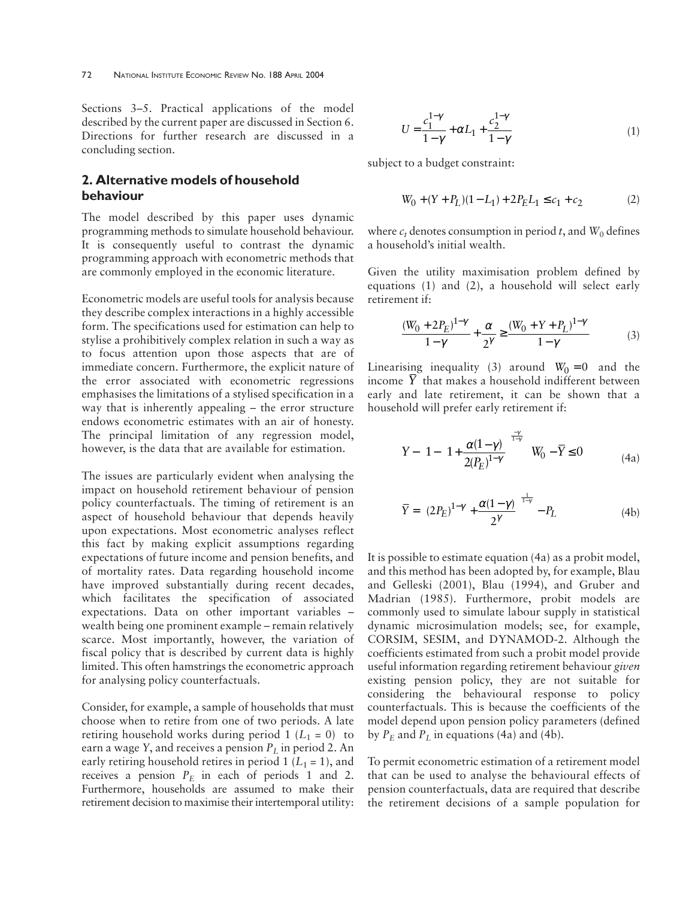Sections 3–5. Practical applications of the model described by the current paper are discussed in Section 6. Directions for further research are discussed in a concluding section.

## 2. Alternative models of household behaviour

The model described by this paper uses dynamic programming methods to simulate household behaviour. It is consequently useful to contrast the dynamic programming approach with econometric methods that are commonly employed in the economic literature.

Econometric models are useful tools for analysis because they describe complex interactions in a highly accessible form. The specifications used for estimation can help to stylise a prohibitively complex relation in such a way as to focus attention upon those aspects that are of immediate concern. Furthermore, the explicit nature of the error associated with econometric regressions emphasises the limitations of a stylised specification in a way that is inherently appealing – the error structure endows econometric estimates with an air of honesty. The principal limitation of any regression model, however, is the data that are available for estimation.

The issues are particularly evident when analysing the impact on household retirement behaviour of pension policy counterfactuals. The timing of retirement is an aspect of household behaviour that depends heavily upon expectations. Most econometric analyses reflect this fact by making explicit assumptions regarding expectations of future income and pension benefits, and of mortality rates. Data regarding household income have improved substantially during recent decades, which facilitates the specification of associated expectations. Data on other important variables – wealth being one prominent example – remain relatively scarce. Most importantly, however, the variation of fiscal policy that is described by current data is highly limited. This often hamstrings the econometric approach for analysing policy counterfactuals.

Consider, for example, a sample of households that must choose when to retire from one of two periods. A late retiring household works during period 1 ($L_1 = 0$) to earn a wage $Y$, and receives a pension $P_L$ in period 2. An early retiring household retires in period 1 ($L_1 = 1$), and receives a pension $P_E$ in each of periods 1 and 2. Furthermore, households are assumed to make their retirement decision to maximise their intertemporal utility:

$$U = \frac{c_1^{1-\gamma}}{1-\gamma} + \alpha L_1 + \frac{c_2^{1-\gamma}}{1-\gamma} \tag{1}$$

subject to a budget constraint:

$$W_0 + (Y + P_L)(1 - L_1) + 2P_E L_1 \leq c_1 + c_2 \tag{2}$$

where $c_t$ denotes consumption in period $t$, and $W_0$ defines a household's initial wealth.

Given the utility maximisation problem defined by equations (1) and (2), a household will select early retirement if:

$$\frac{(W_0 + 2P_E)^{1-\gamma}}{1-\gamma} + \frac{\alpha}{2^{\gamma}} \geq \frac{(W_0 + Y + P_L)^{1-\gamma}}{1-\gamma} \tag{3}$$

Linearising inequality (3) around $W_0 = 0$ and the income $\bar{Y}$ that makes a household indifferent between early and late retirement, it can be shown that a household will prefer early retirement if:

$$Y - \left[1 - \left(1 + \frac{\alpha(1-\gamma)}{2(P_E)^{1-\gamma}}\right)^{\frac{-\gamma}{1-\gamma}}\right] W_0 - \bar{Y} \leq 0 \tag{4a}$$

$$\bar{Y} = \left[(2P_E)^{1-\gamma} + \frac{\alpha(1-\gamma)}{2^{\gamma}}\right]^{\frac{1}{1-\gamma}} - P_L \tag{4b}$$

It is possible to estimate equation (4a) as a probit model, and this method has been adopted by, for example, Blau and Gelleski (2001), Blau (1994), and Gruber and Madrian (1985). Furthermore, probit models are commonly used to simulate labour supply in statistical dynamic microsimulation models; see, for example, CORSIM, SESIM, and DYNAMOD-2. Although the coefficients estimated from such a probit model provide useful information regarding retirement behaviour *given* existing pension policy, they are not suitable for considering the behavioural response to policy counterfactuals. This is because the coefficients of the model depend upon pension policy parameters (defined by $P_E$ and $P_L$ in equations (4a) and (4b).

To permit econometric estimation of a retirement model that can be used to analyse the behavioural effects of pension counterfactuals, data are required that describe the retirement decisions of a sample population for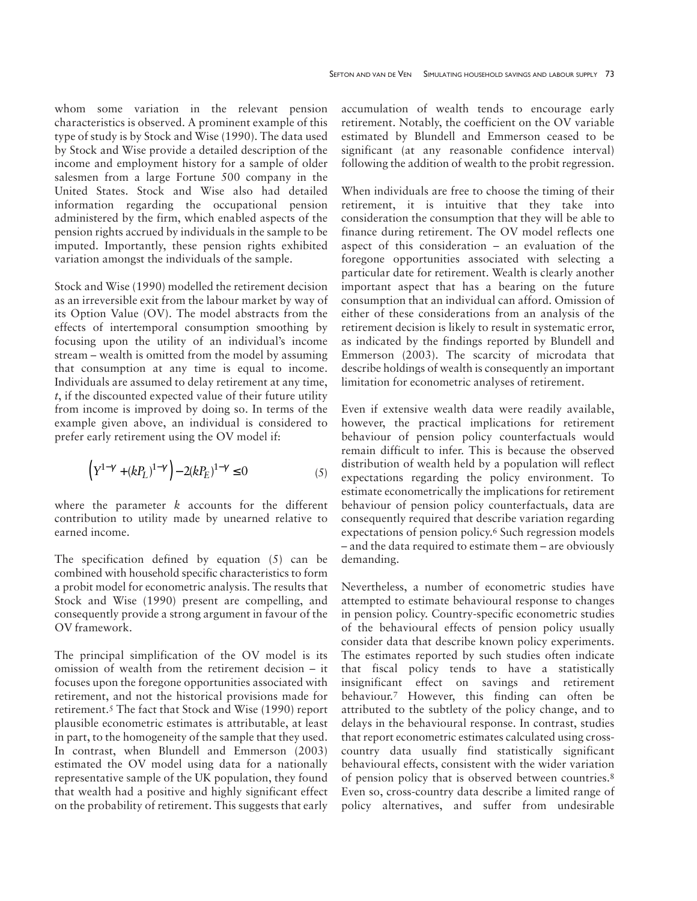whom some variation in the relevant pension characteristics is observed. A prominent example of this type of study is by Stock and Wise (1990). The data used by Stock and Wise provide a detailed description of the income and employment history for a sample of older salesmen from a large Fortune 500 company in the United States. Stock and Wise also had detailed information regarding the occupational pension administered by the firm, which enabled aspects of the pension rights accrued by individuals in the sample to be imputed. Importantly, these pension rights exhibited variation amongst the individuals of the sample.

Stock and Wise (1990) modelled the retirement decision as an irreversible exit from the labour market by way of its Option Value (OV). The model abstracts from the effects of intertemporal consumption smoothing by focusing upon the utility of an individual's income stream – wealth is omitted from the model by assuming that consumption at any time is equal to income. Individuals are assumed to delay retirement at any time, $t$, if the discounted expected value of their future utility from income is improved by doing so. In terms of the example given above, an individual is considered to prefer early retirement using the OV model if:

$$\left(Y^{1-\gamma} + (kP_L)^{1-\gamma}\right) - 2(kP_E)^{1-\gamma} \leq 0 \tag{5}$$

where the parameter $k$ accounts for the different contribution to utility made by unearned relative to earned income.

The specification defined by equation (5) can be combined with household specific characteristics to form a probit model for econometric analysis. The results that Stock and Wise (1990) present are compelling, and consequently provide a strong argument in favour of the OV framework.

The principal simplification of the OV model is its omission of wealth from the retirement decision – it focuses upon the foregone opportunities associated with retirement, and not the historical provisions made for retirement.[5] The fact that Stock and Wise (1990) report plausible econometric estimates is attributable, at least in part, to the homogeneity of the sample that they used. In contrast, when Blundell and Emmerson (2003) estimated the OV model using data for a nationally representative sample of the UK population, they found that wealth had a positive and highly significant effect on the probability of retirement. This suggests that early accumulation of wealth tends to encourage early retirement. Notably, the coefficient on the OV variable estimated by Blundell and Emmerson ceased to be significant (at any reasonable confidence interval) following the addition of wealth to the probit regression.

When individuals are free to choose the timing of their retirement, it is intuitive that they take into consideration the consumption that they will be able to finance during retirement. The OV model reflects one aspect of this consideration – an evaluation of the foregone opportunities associated with selecting a particular date for retirement. Wealth is clearly another important aspect that has a bearing on the future consumption that an individual can afford. Omission of either of these considerations from an analysis of the retirement decision is likely to result in systematic error, as indicated by the findings reported by Blundell and Emmerson (2003). The scarcity of microdata that describe holdings of wealth is consequently an important limitation for econometric analyses of retirement.

Even if extensive wealth data were readily available, however, the practical implications for retirement behaviour of pension policy counterfactuals would remain difficult to infer. This is because the observed distribution of wealth held by a population will reflect expectations regarding the policy environment. To estimate econometrically the implications for retirement behaviour of pension policy counterfactuals, data are consequently required that describe variation regarding expectations of pension policy.[6] Such regression models – and the data required to estimate them – are obviously demanding.

Nevertheless, a number of econometric studies have attempted to estimate behavioural response to changes in pension policy. Country-specific econometric studies of the behavioural effects of pension policy usually consider data that describe known policy experiments. The estimates reported by such studies often indicate that fiscal policy tends to have a statistically insignificant effect on savings and retirement behaviour.[7] However, this finding can often be attributed to the subtlety of the policy change, and to delays in the behavioural response. In contrast, studies that report econometric estimates calculated using cross-country data usually find statistically significant behavioural effects, consistent with the wider variation of pension policy that is observed between countries.[8] Even so, cross-country data describe a limited range of policy alternatives, and suffer from undesirable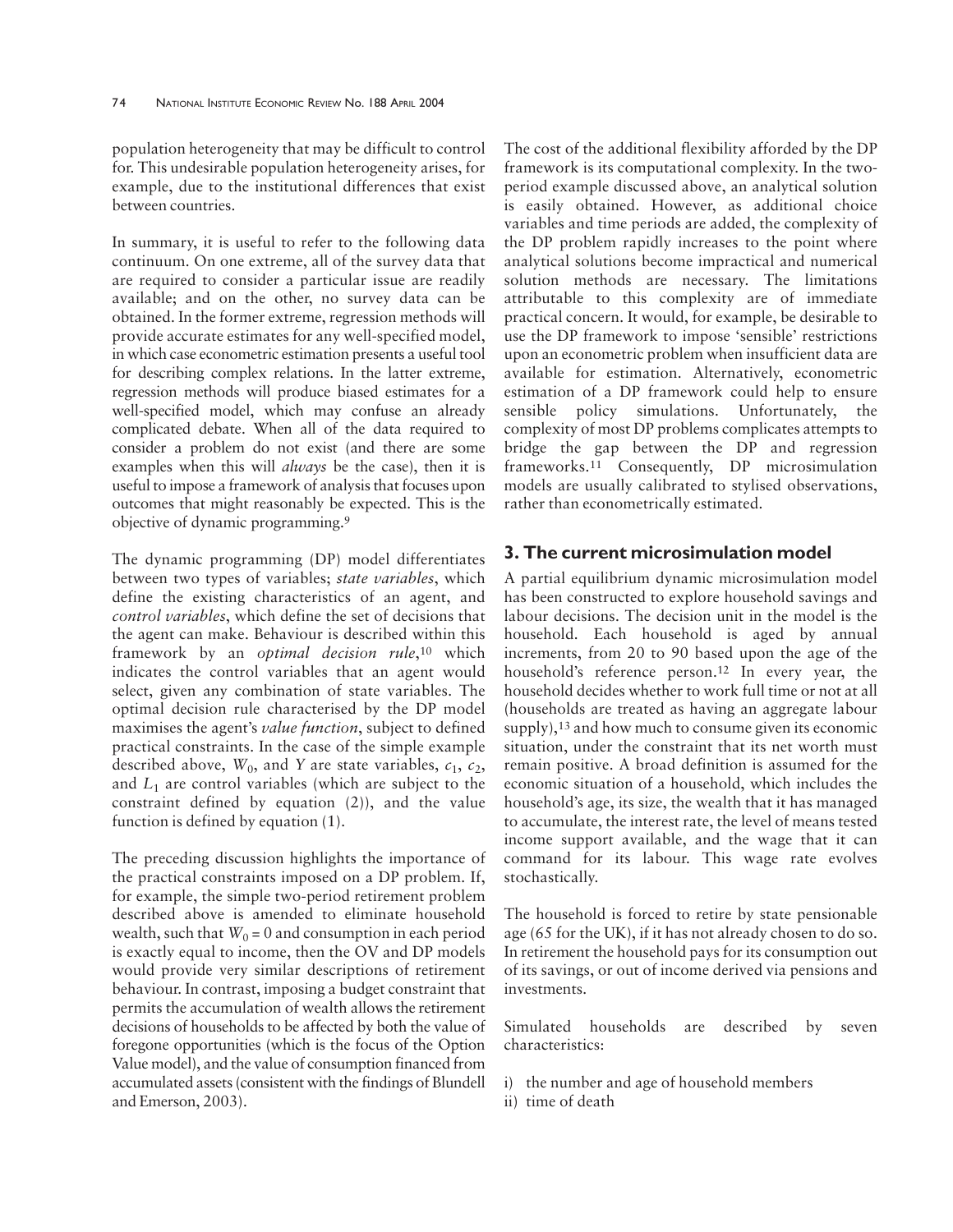population heterogeneity that may be difficult to control for. This undesirable population heterogeneity arises, for example, due to the institutional differences that exist between countries.

In summary, it is useful to refer to the following data continuum. On one extreme, all of the survey data that are required to consider a particular issue are readily available; and on the other, no survey data can be obtained. In the former extreme, regression methods will provide accurate estimates for any well-specified model, in which case econometric estimation presents a useful tool for describing complex relations. In the latter extreme, regression methods will produce biased estimates for a well-specified model, which may confuse an already complicated debate. When all of the data required to consider a problem do not exist (and there are some examples when this will *always* be the case), then it is useful to impose a framework of analysis that focuses upon outcomes that might reasonably be expected. This is the objective of dynamic programming.[9]

The dynamic programming (DP) model differentiates between two types of variables; *state variables*, which define the existing characteristics of an agent, and *control variables*, which define the set of decisions that the agent can make. Behaviour is described within this framework by an *optimal decision rule*,[10] which indicates the control variables that an agent would select, given any combination of state variables. The optimal decision rule characterised by the DP model maximises the agent's *value function*, subject to defined practical constraints. In the case of the simple example described above, $W_0$, and $Y$ are state variables, $c_1$, $c_2$, and $L_1$ are control variables (which are subject to the constraint defined by equation (2)), and the value function is defined by equation (1).

The preceding discussion highlights the importance of the practical constraints imposed on a DP problem. If, for example, the simple two-period retirement problem described above is amended to eliminate household wealth, such that $W_0 = 0$ and consumption in each period is exactly equal to income, then the OV and DP models would provide very similar descriptions of retirement behaviour. In contrast, imposing a budget constraint that permits the accumulation of wealth allows the retirement decisions of households to be affected by both the value of foregone opportunities (which is the focus of the Option Value model), and the value of consumption financed from accumulated assets (consistent with the findings of Blundell and Emerson, 2003).

The cost of the additional flexibility afforded by the DP framework is its computational complexity. In the two-period example discussed above, an analytical solution is easily obtained. However, as additional choice variables and time periods are added, the complexity of the DP problem rapidly increases to the point where analytical solutions become impractical and numerical solution methods are necessary. The limitations attributable to this complexity are of immediate practical concern. It would, for example, be desirable to use the DP framework to impose 'sensible' restrictions upon an econometric problem when insufficient data are available for estimation. Alternatively, econometric estimation of a DP framework could help to ensure sensible policy simulations. Unfortunately, the complexity of most DP problems complicates attempts to bridge the gap between the DP and regression frameworks.[11] Consequently, DP microsimulation models are usually calibrated to stylised observations, rather than econometrically estimated.

## 3. The current microsimulation model

A partial equilibrium dynamic microsimulation model has been constructed to explore household savings and labour decisions. The decision unit in the model is the household. Each household is aged by annual increments, from 20 to 90 based upon the age of the household's reference person.[12] In every year, the household decides whether to work full time or not at all (households are treated as having an aggregate labour supply),[13] and how much to consume given its economic situation, under the constraint that its net worth must remain positive. A broad definition is assumed for the economic situation of a household, which includes the household's age, its size, the wealth that it has managed to accumulate, the interest rate, the level of means tested income support available, and the wage that it can command for its labour. This wage rate evolves stochastically.

The household is forced to retire by state pensionable age (65 for the UK), if it has not already chosen to do so. In retirement the household pays for its consumption out of its savings, or out of income derived via pensions and investments.

Simulated households are described by seven characteristics:

i) the number and age of household members
ii) time of death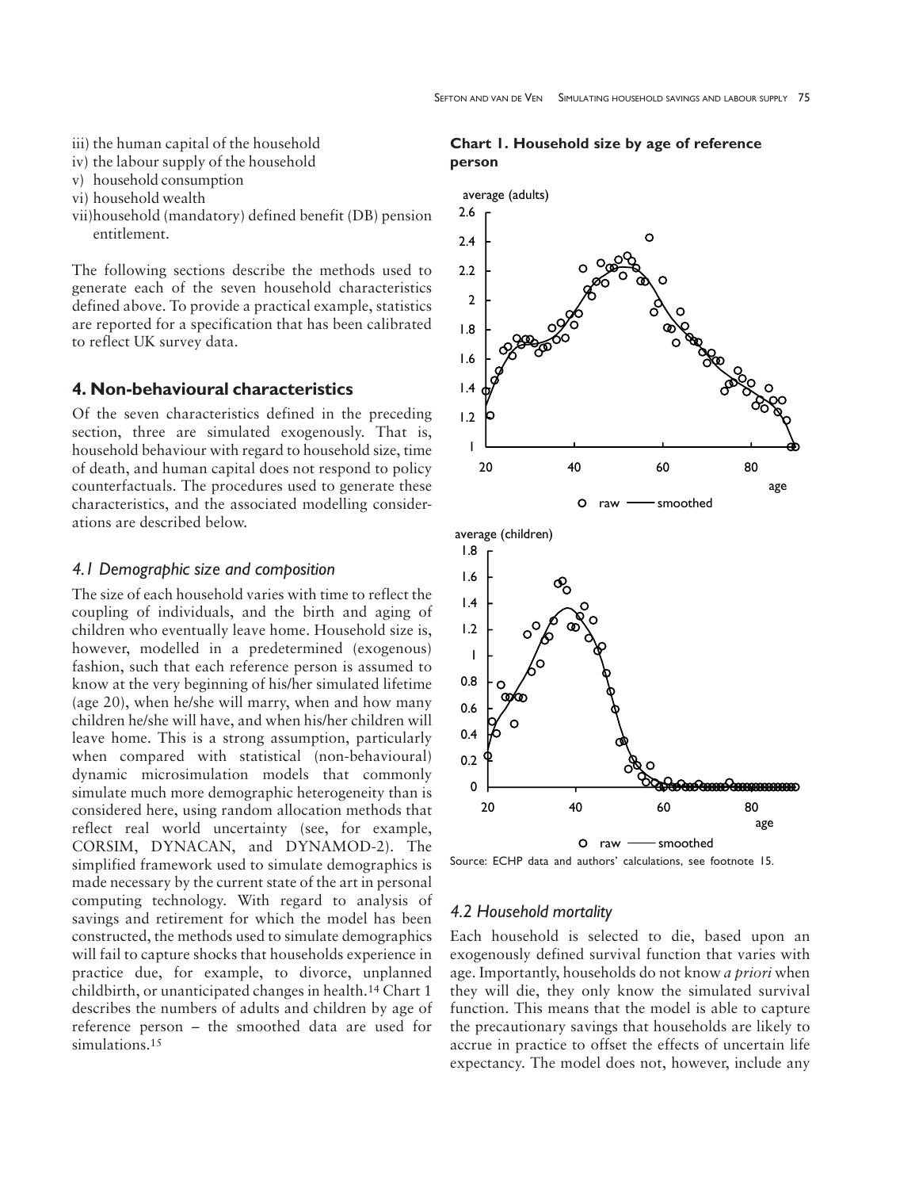iii) the human capital of the household
iv) the labour supply of the household
v) household consumption
vi) household wealth
vii) household (mandatory) defined benefit (DB) pension entitlement.

The following sections describe the methods used to generate each of the seven household characteristics defined above. To provide a practical example, statistics are reported for a specification that has been calibrated to reflect UK survey data.

## 4. Non-behavioural characteristics

Of the seven characteristics defined in the preceding section, three are simulated exogenously. That is, household behaviour with regard to household size, time of death, and human capital does not respond to policy counterfactuals. The procedures used to generate these characteristics, and the associated modelling considerations are described below.

### *4.1 Demographic size and composition*

The size of each household varies with time to reflect the coupling of individuals, and the birth and aging of children who eventually leave home. Household size is, however, modelled in a predetermined (exogenous) fashion, such that each reference person is assumed to know at the very beginning of his/her simulated lifetime (age 20), when he/she will marry, when and how many children he/she will have, and when his/her children will leave home. This is a strong assumption, particularly when compared with statistical (non-behavioural) dynamic microsimulation models that commonly simulate much more demographic heterogeneity than is considered here, using random allocation methods that reflect real world uncertainty (see, for example, CORSIM, DYNACAN, and DYNAMOD-2). The simplified framework used to simulate demographics is made necessary by the current state of the art in personal computing technology. With regard to analysis of savings and retirement for which the model has been constructed, the methods used to simulate demographics will fail to capture shocks that households experience in practice due, for example, to divorce, unplanned childbirth, or unanticipated changes in health.[14] Chart 1 describes the numbers of adults and children by age of reference person – the smoothed data are used for simulations.[15]

**Chart 1. Household size by age of reference person**

Source: ECHP data and authors' calculations, see footnote 15.

### *4.2 Household mortality*

Each household is selected to die, based upon an exogenously defined survival function that varies with age. Importantly, households do not know *a priori* when they will die, they only know the simulated survival function. This means that the model is able to capture the precautionary savings that households are likely to accrue in practice to offset the effects of uncertain life expectancy. The model does not, however, include any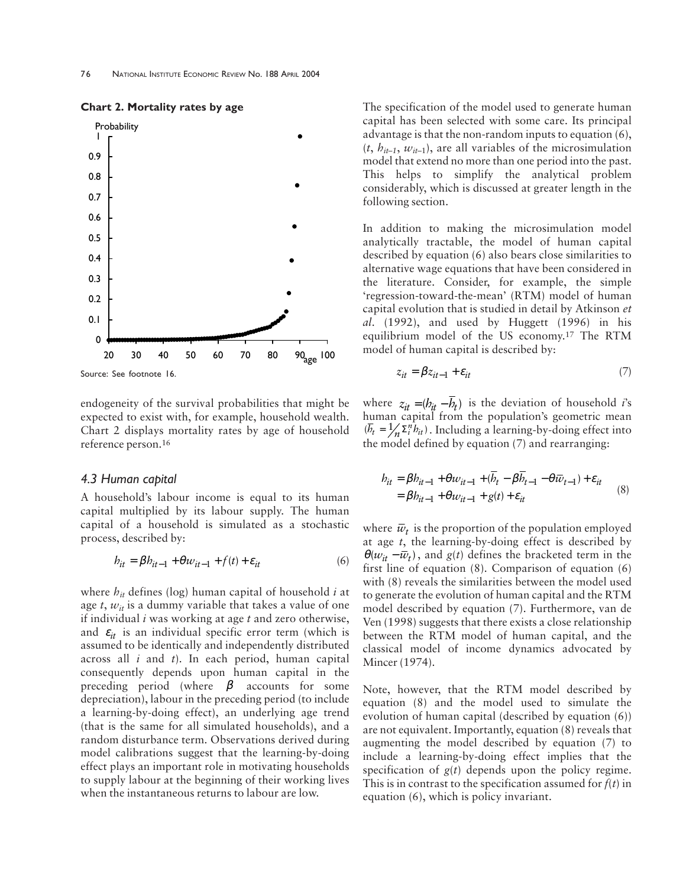**Chart 2. Mortality rates by age**

Source: See footnote 16.

endogeneity of the survival probabilities that might be expected to exist with, for example, household wealth. Chart 2 displays mortality rates by age of household reference person.[16]

### *4.3 Human capital*

A household's labour income is equal to its human capital multiplied by its labour supply. The human capital of a household is simulated as a stochastic process, described by:

$$h_{it} = \beta h_{it-1} + \theta w_{it-1} + f(t) + \varepsilon_{it} \tag{6}$$

where $h_{it}$ defines (log) human capital of household $i$ at age $t$, $w_{it}$ is a dummy variable that takes a value of one if individual $i$ was working at age $t$ and zero otherwise, and $\varepsilon_{it}$ is an individual specific error term (which is assumed to be identically and independently distributed across all $i$ and $t$). In each period, human capital consequently depends upon human capital in the preceding period (where $\beta$ accounts for some depreciation), labour in the preceding period (to include a learning-by-doing effect), an underlying age trend (that is the same for all simulated households), and a random disturbance term. Observations derived during model calibrations suggest that the learning-by-doing effect plays an important role in motivating households to supply labour at the beginning of their working lives when the instantaneous returns to labour are low.

The specification of the model used to generate human capital has been selected with some care. Its principal advantage is that the non-random inputs to equation (6), ($t$, $h_{it-1}$, $w_{it-1}$), are all variables of the microsimulation model that extend no more than one period into the past. This helps to simplify the analytical problem considerably, which is discussed at greater length in the following section.

In addition to making the microsimulation model analytically tractable, the model of human capital described by equation (6) also bears close similarities to alternative wage equations that have been considered in the literature. Consider, for example, the simple 'regression-toward-the-mean' (RTM) model of human capital evolution that is studied in detail by Atkinson *et al*. (1992), and used by Huggett (1996) in his equilibrium model of the US economy.[17] The RTM model of human capital is described by:

$$z_{it} = \beta z_{it-1} + \varepsilon_{it} \tag{7}$$

where $z_{it} = (h_{it} - \bar{h}_t)$ is the deviation of household $i$'s human capital from the population's geometric mean $(\bar{h}_t = \frac{1}{n} \Sigma_i^n h_{it})$. Including a learning-by-doing effect into the model defined by equation (7) and rearranging:

$$\begin{aligned} h_{it} &= \beta h_{it-1} + \theta w_{it-1} + (\bar{h}_t - \beta \bar{h}_{t-1} - \theta \bar{w}_{t-1}) + \varepsilon_{it} \\ &= \beta h_{it-1} + \theta w_{it-1} + g(t) + \varepsilon_{it} \end{aligned} \tag{8}$$

where $\bar{w}_t$ is the proportion of the population employed at age $t$, the learning-by-doing effect is described by $\theta(w_{it} - \bar{w}_t)$, and $g(t)$ defines the bracketed term in the first line of equation (8). Comparison of equation (6) with (8) reveals the similarities between the model used to generate the evolution of human capital and the RTM model described by equation (7). Furthermore, van de Ven (1998) suggests that there exists a close relationship between the RTM model of human capital, and the classical model of income dynamics advocated by Mincer (1974).

Note, however, that the RTM model described by equation (8) and the model used to simulate the evolution of human capital (described by equation (6)) are not equivalent. Importantly, equation (8) reveals that augmenting the model described by equation (7) to include a learning-by-doing effect implies that the specification of $g(t)$ depends upon the policy regime. This is in contrast to the specification assumed for $f(t)$ in equation (6), which is policy invariant.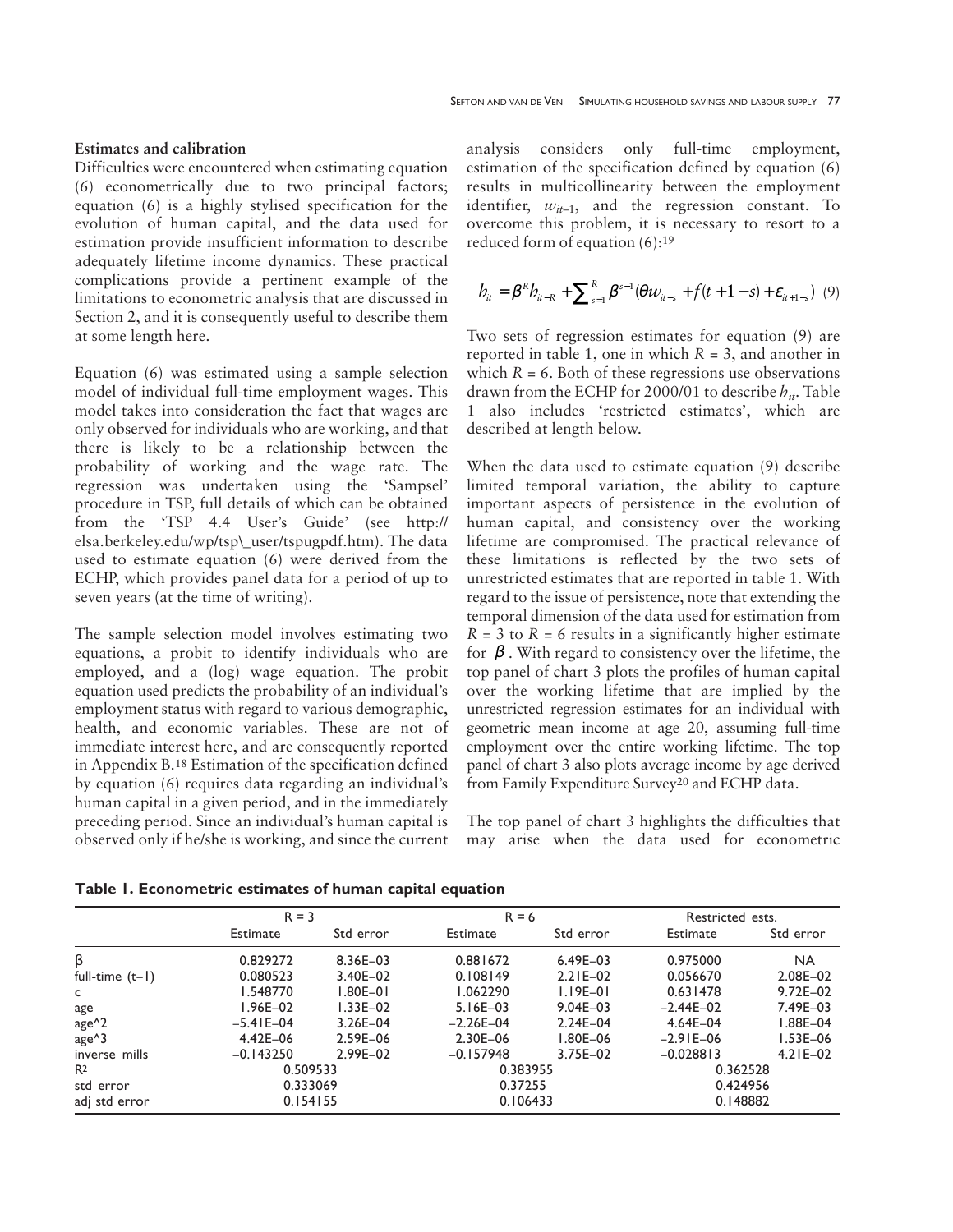### Estimates and calibration

Difficulties were encountered when estimating equation (6) econometrically due to two principal factors; equation (6) is a highly stylised specification for the evolution of human capital, and the data used for estimation provide insufficient information to describe adequately lifetime income dynamics. These practical complications provide a pertinent example of the limitations to econometric analysis that are discussed in Section 2, and it is consequently useful to describe them at some length here.

Equation (6) was estimated using a sample selection model of individual full-time employment wages. This model takes into consideration the fact that wages are only observed for individuals who are working, and that there is likely to be a relationship between the probability of working and the wage rate. The regression was undertaken using the 'Sampsel' procedure in TSP, full details of which can be obtained from the 'TSP 4.4 User's Guide' (see http://elsa.berkeley.edu/wp/tsp\_user/tspugpdf.htm). The data used to estimate equation (6) were derived from the ECHP, which provides panel data for a period of up to seven years (at the time of writing).

The sample selection model involves estimating two equations, a probit to identify individuals who are employed, and a (log) wage equation. The probit equation used predicts the probability of an individual's employment status with regard to various demographic, health, and economic variables. These are not of immediate interest here, and are consequently reported in Appendix B.[18] Estimation of the specification defined by equation (6) requires data regarding an individual's human capital in a given period, and in the immediately preceding period. Since an individual's human capital is observed only if he/she is working, and since the current analysis considers only full-time employment, estimation of the specification defined by equation (6) results in multicollinearity between the employment identifier, $w_{it-1}$, and the regression constant. To overcome this problem, it is necessary to resort to a reduced form of equation (6):[19]

$$h_{it} = \beta^R h_{it-R} + \sum_{s=1}^{R} \beta^{s-1}(\theta w_{it-s} + f(t+1-s) + \varepsilon_{it+1-s}) \quad (9)$$

Two sets of regression estimates for equation (9) are reported in table 1, one in which $R = 3$, and another in which $R = 6$. Both of these regressions use observations drawn from the ECHP for 2000/01 to describe $h_{it}$. Table 1 also includes 'restricted estimates', which are described at length below.

When the data used to estimate equation (9) describe limited temporal variation, the ability to capture important aspects of persistence in the evolution of human capital, and consistency over the working lifetime are compromised. The practical relevance of these limitations is reflected by the two sets of unrestricted estimates that are reported in table 1. With regard to the issue of persistence, note that extending the temporal dimension of the data used for estimation from $R = 3$ to $R = 6$ results in a significantly higher estimate for $\beta$. With regard to consistency over the lifetime, the top panel of chart 3 plots the profiles of human capital over the working lifetime that are implied by the unrestricted regression estimates for an individual with geometric mean income at age 20, assuming full-time employment over the entire working lifetime. The top panel of chart 3 also plots average income by age derived from Family Expenditure Survey[20] and ECHP data.

The top panel of chart 3 highlights the difficulties that may arise when the data used for econometric

**Table 1. Econometric estimates of human capital equation**

| | R = 3 | | R = 6 | | Restricted ests. | |
|---|---|---|---|---|---|---|
| | Estimate | Std error | Estimate | Std error | Estimate | Std error |
| β | 0.829272 | 8.36E–03 | 0.881672 | 6.49E–03 | 0.975000 | NA |
| full-time (t–1) | 0.080523 | 3.40E–02 | 0.108149 | 2.21E–02 | 0.056670 | 2.08E–02 |
| c | 1.548770 | 1.80E–01 | 1.062290 | 1.19E–01 | 0.631478 | 9.72E–02 |
| age | 1.96E–02 | 1.33E–02 | 5.16E–03 | 9.04E–03 | –2.44E–02 | 7.49E–03 |
| age^2 | –5.41E–04 | 3.26E–04 | –2.26E–04 | 2.24E–04 | 4.64E–04 | 1.88E–04 |
| age^3 | 4.42E–06 | 2.59E–06 | 2.30E–06 | 1.80E–06 | –2.91E–06 | 1.53E–06 |
| inverse mills | –0.143250 | 2.99E–02 | –0.157948 | 3.75E–02 | –0.028813 | 4.21E–02 |
| $R^2$ | 0.509533 | | 0.383955 | | 0.362528 | |
| std error | 0.333069 | | 0.37255 | | 0.424956 | |
| adj std error | 0.154155 | | 0.106433 | | 0.148882 | |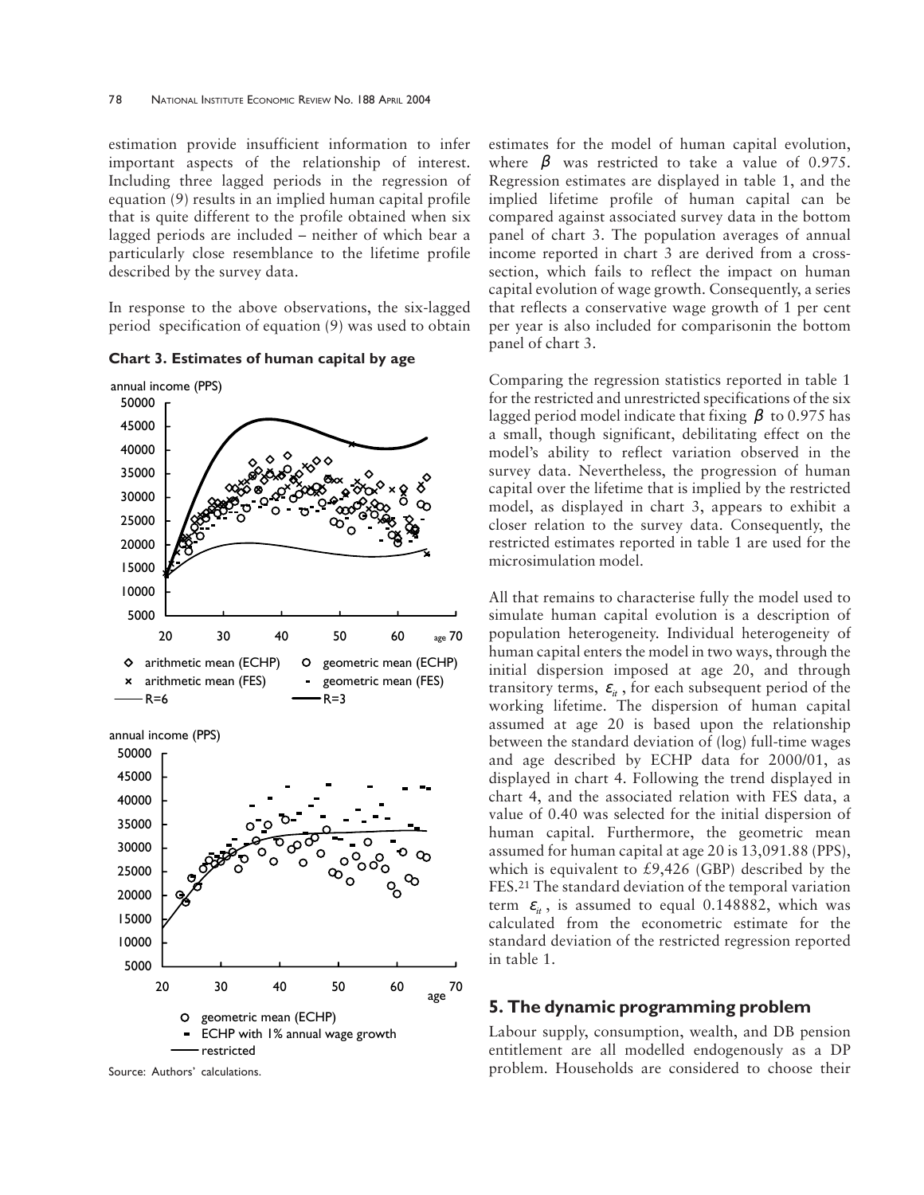estimation provide insufficient information to infer important aspects of the relationship of interest. Including three lagged periods in the regression of equation (9) results in an implied human capital profile that is quite different to the profile obtained when six lagged periods are included – neither of which bear a particularly close resemblance to the lifetime profile described by the survey data.

In response to the above observations, the six-lagged period specification of equation (9) was used to obtain

**Chart 3. Estimates of human capital by age**

Source: Authors' calculations.

estimates for the model of human capital evolution, where $\beta$ was restricted to take a value of 0.975. Regression estimates are displayed in table 1, and the implied lifetime profile of human capital can be compared against associated survey data in the bottom panel of chart 3. The population averages of annual income reported in chart 3 are derived from a cross-section, which fails to reflect the impact on human capital evolution of wage growth. Consequently, a series that reflects a conservative wage growth of 1 per cent per year is also included for comparisonin the bottom panel of chart 3.

Comparing the regression statistics reported in table 1 for the restricted and unrestricted specifications of the six lagged period model indicate that fixing $\beta$ to 0.975 has a small, though significant, debilitating effect on the model's ability to reflect variation observed in the survey data. Nevertheless, the progression of human capital over the lifetime that is implied by the restricted model, as displayed in chart 3, appears to exhibit a closer relation to the survey data. Consequently, the restricted estimates reported in table 1 are used for the microsimulation model.

All that remains to characterise fully the model used to simulate human capital evolution is a description of population heterogeneity. Individual heterogeneity of human capital enters the model in two ways, through the initial dispersion imposed at age 20, and through transitory terms, $\varepsilon_{it}$, for each subsequent period of the working lifetime. The dispersion of human capital assumed at age 20 is based upon the relationship between the standard deviation of (log) full-time wages and age described by ECHP data for 2000/01, as displayed in chart 4. Following the trend displayed in chart 4, and the associated relation with FES data, a value of 0.40 was selected for the initial dispersion of human capital. Furthermore, the geometric mean assumed for human capital at age 20 is 13,091.88 (PPS), which is equivalent to £9,426 (GBP) described by the FES.[21] The standard deviation of the temporal variation term $\varepsilon_{it}$, is assumed to equal 0.148882, which was calculated from the econometric estimate for the standard deviation of the restricted regression reported in table 1.

## 5. The dynamic programming problem

Labour supply, consumption, wealth, and DB pension entitlement are all modelled endogenously as a DP problem. Households are considered to choose their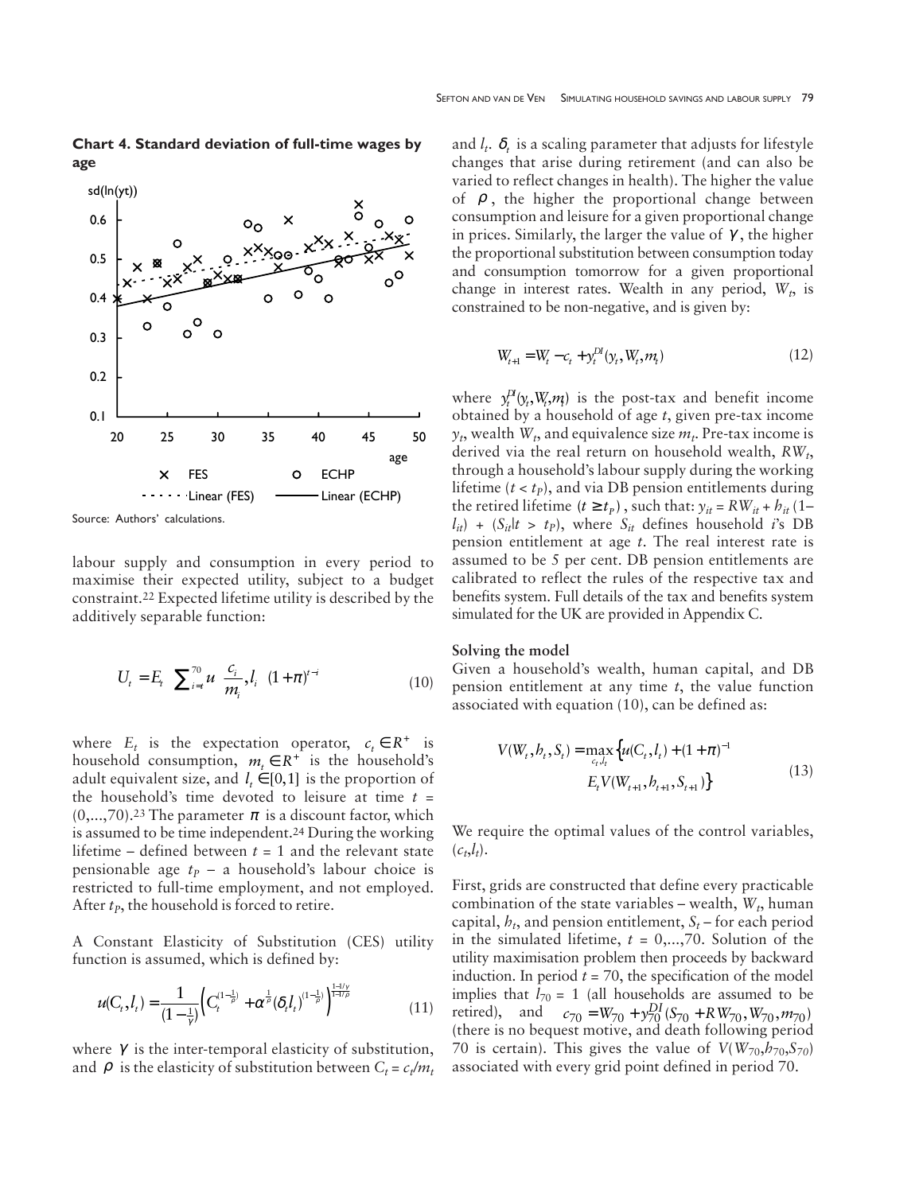**Chart 4. Standard deviation of full-time wages by age**

Source: Authors' calculations.

labour supply and consumption in every period to maximise their expected utility, subject to a budget constraint.[22] Expected lifetime utility is described by the additively separable function:

$$U_t = E_t \sum_{i=t}^{70} u\left(\frac{c_i}{m_i}, l_i\right)(1+\pi)^{t-i} \tag{10}$$

where $E_t$ is the expectation operator, $c_t \in R^+$ is household consumption, $m_t \in R^+$ is the household's adult equivalent size, and $l_t \in [0,1]$ is the proportion of the household's time devoted to leisure at time $t = (0,...,70)$.[23] The parameter $\pi$ is a discount factor, which is assumed to be time independent.[24] During the working lifetime – defined between $t = 1$ and the relevant state pensionable age $t_P$ – a household's labour choice is restricted to full-time employment, and not employed. After $t_P$, the household is forced to retire.

A Constant Elasticity of Substitution (CES) utility function is assumed, which is defined by:

$$u(C_t, l_t) = \frac{1}{\left(1-\frac{1}{\gamma}\right)}\left(C_t^{\left(1-\frac{1}{\rho}\right)} + \alpha^{\frac{1}{\rho}}(\delta_t l_t)^{\left(1-\frac{1}{\rho}\right)}\right)^{\frac{1-1/\gamma}{1-1/\rho}} \tag{11}$$

where $\gamma$ is the inter-temporal elasticity of substitution, and $\rho$ is the elasticity of substitution between $C_t = c_t/m_t$ and $l_t$. $\delta_t$ is a scaling parameter that adjusts for lifestyle changes that arise during retirement (and can also be varied to reflect changes in health). The higher the value of $\rho$, the higher the proportional change between consumption and leisure for a given proportional change in prices. Similarly, the larger the value of $\gamma$, the higher the proportional substitution between consumption today and consumption tomorrow for a given proportional change in interest rates. Wealth in any period, $W_t$, is constrained to be non-negative, and is given by:

$$W_{t+1} = W_t - c_t + y_t^{DI}(y_t, W_t, m_t) \tag{12}$$

where $y_t^{DI}(y_t, W_t, m_t)$ is the post-tax and benefit income obtained by a household of age $t$, given pre-tax income $y_t$, wealth $W_t$, and equivalence size $m_t$. Pre-tax income is derived via the real return on household wealth, $RW_t$, through a household's labour supply during the working lifetime ($t < t_P$), and via DB pension entitlements during the retired lifetime $(t \geq t_P)$, such that: $y_{it} = RW_{it} + h_{it}(1-l_{it}) + (S_{it}|t > t_P)$, where $S_{it}$ defines household $i$'s DB pension entitlement at age $t$. The real interest rate is assumed to be 5 per cent. DB pension entitlements are calibrated to reflect the rules of the respective tax and benefits system. Full details of the tax and benefits system simulated for the UK are provided in Appendix C.

**Solving the model**

Given a household's wealth, human capital, and DB pension entitlement at any time $t$, the value function associated with equation (10), can be defined as:

$$V(W_t, h_t, S_t) = \max_{c_t, l_t}\left\{u(C_t, l_t) + (1+\pi)^{-1} E_t V(W_{t+1}, h_{t+1}, S_{t+1})\right\} \tag{13}$$

We require the optimal values of the control variables, $(c_t, l_t)$.

First, grids are constructed that define every practicable combination of the state variables – wealth, $W_t$, human capital, $h_t$, and pension entitlement, $S_t$ – for each period in the simulated lifetime, $t = 0,...,70$. Solution of the utility maximisation problem then proceeds by backward induction. In period $t = 70$, the specification of the model implies that $l_{70} = 1$ (all households are assumed to be retired), and $c_{70} = W_{70} + y_{70}^{DI}(S_{70} + RW_{70}, W_{70}, m_{70})$ (there is no bequest motive, and death following period 70 is certain). This gives the value of $V(W_{70}, h_{70}, S_{70})$ associated with every grid point defined in period 70.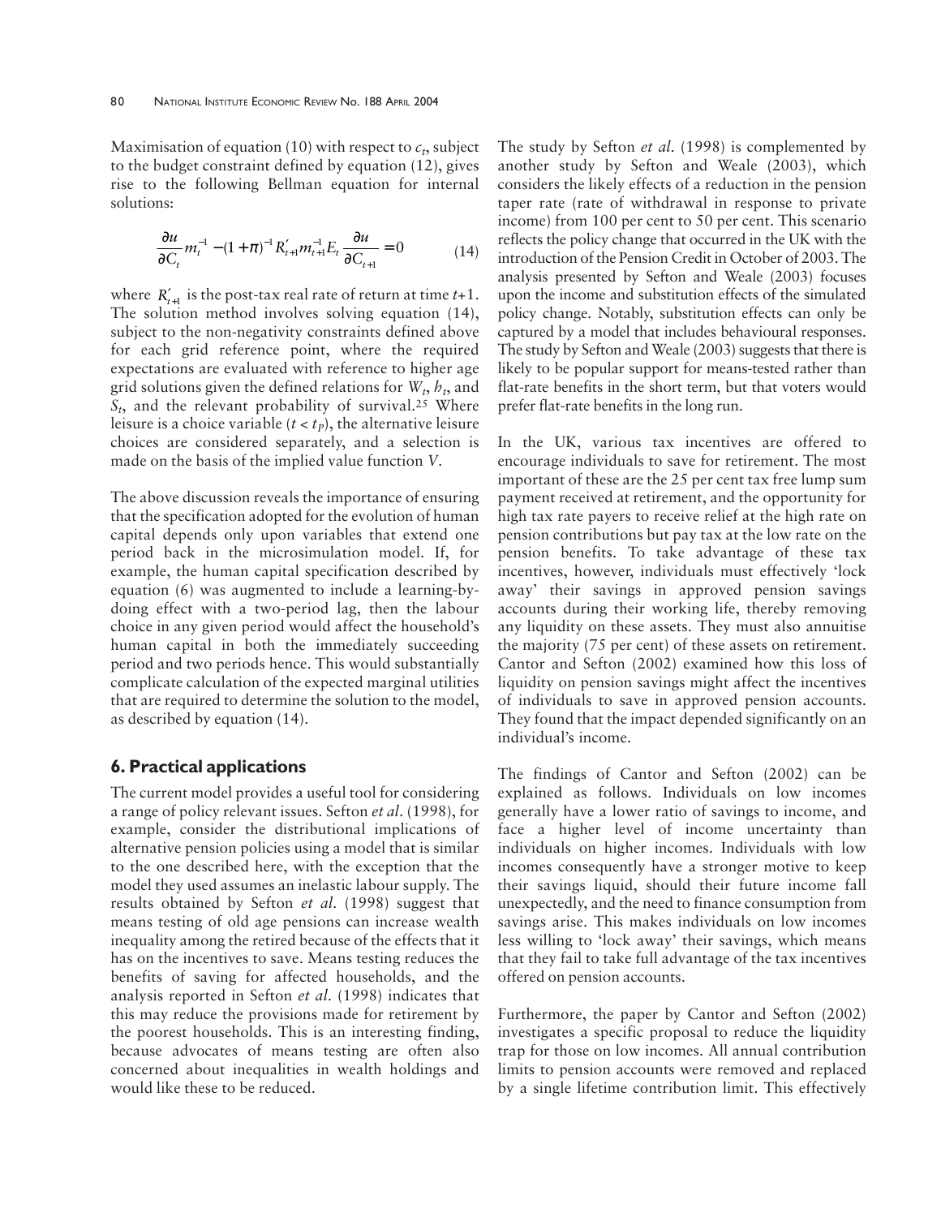Maximisation of equation (10) with respect to $c_t$, subject to the budget constraint defined by equation (12), gives rise to the following Bellman equation for internal solutions:

$$\frac{\partial u}{\partial C_t} m_t^{-1} - (1+\pi)^{-1} R'_{t+1} m_{t+1}^{-1} E_t \frac{\partial u}{\partial C_{t+1}} = 0 \qquad (14)$$

where $R'_{t+1}$ is the post-tax real rate of return at time $t$+1. The solution method involves solving equation (14), subject to the non-negativity constraints defined above for each grid reference point, where the required expectations are evaluated with reference to higher age grid solutions given the defined relations for $W_t$, $h_t$, and $S_t$, and the relevant probability of survival.[25] Where leisure is a choice variable ($t < t_P$), the alternative leisure choices are considered separately, and a selection is made on the basis of the implied value function $V$.

The above discussion reveals the importance of ensuring that the specification adopted for the evolution of human capital depends only upon variables that extend one period back in the microsimulation model. If, for example, the human capital specification described by equation (6) was augmented to include a learning-by-doing effect with a two-period lag, then the labour choice in any given period would affect the household's human capital in both the immediately succeeding period and two periods hence. This would substantially complicate calculation of the expected marginal utilities that are required to determine the solution to the model, as described by equation (14).

## 6. Practical applications

The current model provides a useful tool for considering a range of policy relevant issues. Sefton *et al*. (1998), for example, consider the distributional implications of alternative pension policies using a model that is similar to the one described here, with the exception that the model they used assumes an inelastic labour supply. The results obtained by Sefton *et al*. (1998) suggest that means testing of old age pensions can increase wealth inequality among the retired because of the effects that it has on the incentives to save. Means testing reduces the benefits of saving for affected households, and the analysis reported in Sefton *et al*. (1998) indicates that this may reduce the provisions made for retirement by the poorest households. This is an interesting finding, because advocates of means testing are often also concerned about inequalities in wealth holdings and would like these to be reduced.

The study by Sefton *et al*. (1998) is complemented by another study by Sefton and Weale (2003), which considers the likely effects of a reduction in the pension taper rate (rate of withdrawal in response to private income) from 100 per cent to 50 per cent. This scenario reflects the policy change that occurred in the UK with the introduction of the Pension Credit in October of 2003. The analysis presented by Sefton and Weale (2003) focuses upon the income and substitution effects of the simulated policy change. Notably, substitution effects can only be captured by a model that includes behavioural responses. The study by Sefton and Weale (2003) suggests that there is likely to be popular support for means-tested rather than flat-rate benefits in the short term, but that voters would prefer flat-rate benefits in the long run.

In the UK, various tax incentives are offered to encourage individuals to save for retirement. The most important of these are the 25 per cent tax free lump sum payment received at retirement, and the opportunity for high tax rate payers to receive relief at the high rate on pension contributions but pay tax at the low rate on the pension benefits. To take advantage of these tax incentives, however, individuals must effectively 'lock away' their savings in approved pension savings accounts during their working life, thereby removing any liquidity on these assets. They must also annuitise the majority (75 per cent) of these assets on retirement. Cantor and Sefton (2002) examined how this loss of liquidity on pension savings might affect the incentives of individuals to save in approved pension accounts. They found that the impact depended significantly on an individual's income.

The findings of Cantor and Sefton (2002) can be explained as follows. Individuals on low incomes generally have a lower ratio of savings to income, and face a higher level of income uncertainty than individuals on higher incomes. Individuals with low incomes consequently have a stronger motive to keep their savings liquid, should their future income fall unexpectedly, and the need to finance consumption from savings arise. This makes individuals on low incomes less willing to 'lock away' their savings, which means that they fail to take full advantage of the tax incentives offered on pension accounts.

Furthermore, the paper by Cantor and Sefton (2002) investigates a specific proposal to reduce the liquidity trap for those on low incomes. All annual contribution limits to pension accounts were removed and replaced by a single lifetime contribution limit. This effectively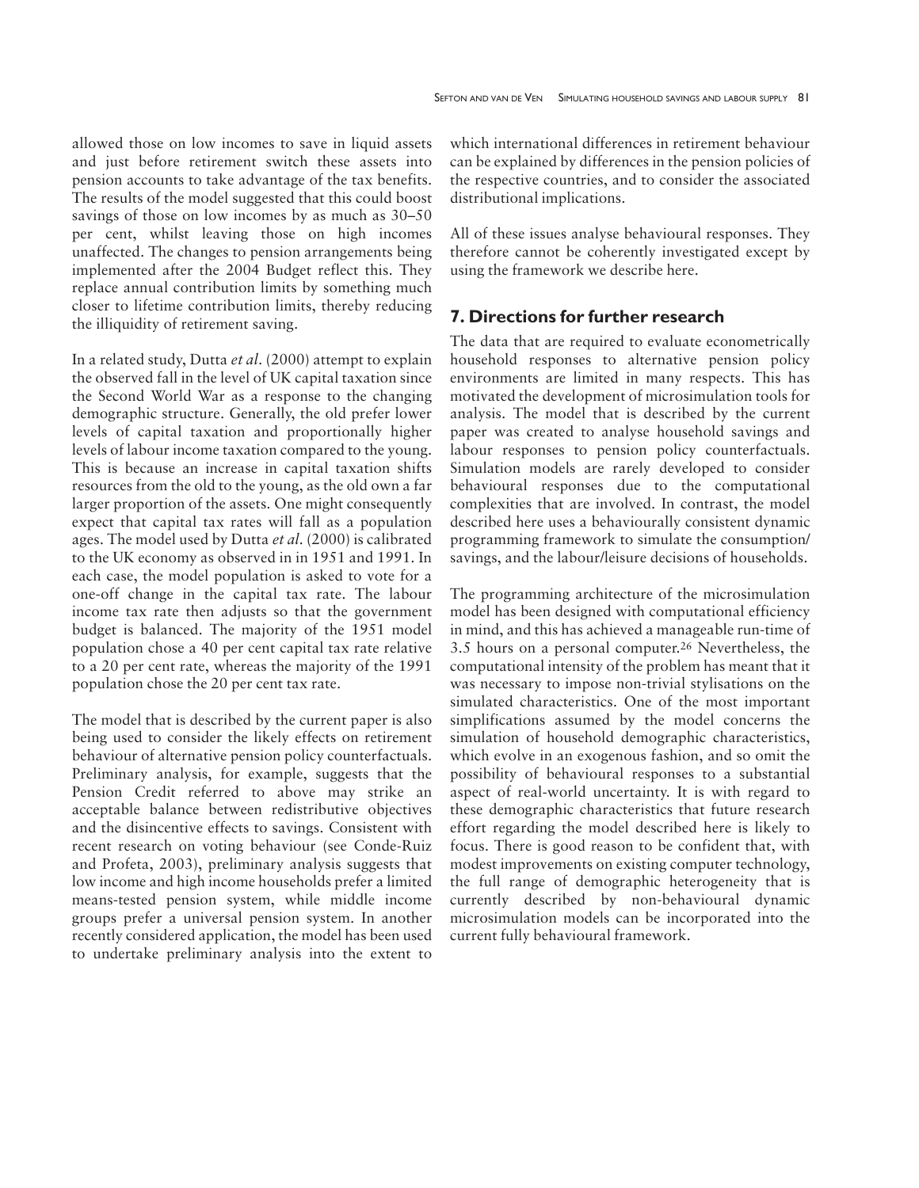allowed those on low incomes to save in liquid assets and just before retirement switch these assets into pension accounts to take advantage of the tax benefits. The results of the model suggested that this could boost savings of those on low incomes by as much as 30–50 per cent, whilst leaving those on high incomes unaffected. The changes to pension arrangements being implemented after the 2004 Budget reflect this. They replace annual contribution limits by something much closer to lifetime contribution limits, thereby reducing the illiquidity of retirement saving.

In a related study, Dutta *et al*. (2000) attempt to explain the observed fall in the level of UK capital taxation since the Second World War as a response to the changing demographic structure. Generally, the old prefer lower levels of capital taxation and proportionally higher levels of labour income taxation compared to the young. This is because an increase in capital taxation shifts resources from the old to the young, as the old own a far larger proportion of the assets. One might consequently expect that capital tax rates will fall as a population ages. The model used by Dutta *et al*. (2000) is calibrated to the UK economy as observed in in 1951 and 1991. In each case, the model population is asked to vote for a one-off change in the capital tax rate. The labour income tax rate then adjusts so that the government budget is balanced. The majority of the 1951 model population chose a 40 per cent capital tax rate relative to a 20 per cent rate, whereas the majority of the 1991 population chose the 20 per cent tax rate.

The model that is described by the current paper is also being used to consider the likely effects on retirement behaviour of alternative pension policy counterfactuals. Preliminary analysis, for example, suggests that the Pension Credit referred to above may strike an acceptable balance between redistributive objectives and the disincentive effects to savings. Consistent with recent research on voting behaviour (see Conde-Ruiz and Profeta, 2003), preliminary analysis suggests that low income and high income households prefer a limited means-tested pension system, while middle income groups prefer a universal pension system. In another recently considered application, the model has been used to undertake preliminary analysis into the extent to which international differences in retirement behaviour can be explained by differences in the pension policies of the respective countries, and to consider the associated distributional implications.

All of these issues analyse behavioural responses. They therefore cannot be coherently investigated except by using the framework we describe here.

## 7. Directions for further research

The data that are required to evaluate econometrically household responses to alternative pension policy environments are limited in many respects. This has motivated the development of microsimulation tools for analysis. The model that is described by the current paper was created to analyse household savings and labour responses to pension policy counterfactuals. Simulation models are rarely developed to consider behavioural responses due to the computational complexities that are involved. In contrast, the model described here uses a behaviourally consistent dynamic programming framework to simulate the consumption/savings, and the labour/leisure decisions of households.

The programming architecture of the microsimulation model has been designed with computational efficiency in mind, and this has achieved a manageable run-time of 3.5 hours on a personal computer.[26] Nevertheless, the computational intensity of the problem has meant that it was necessary to impose non-trivial stylisations on the simulated characteristics. One of the most important simplifications assumed by the model concerns the simulation of household demographic characteristics, which evolve in an exogenous fashion, and so omit the possibility of behavioural responses to a substantial aspect of real-world uncertainty. It is with regard to these demographic characteristics that future research effort regarding the model described here is likely to focus. There is good reason to be confident that, with modest improvements on existing computer technology, the full range of demographic heterogeneity that is currently described by non-behavioural dynamic microsimulation models can be incorporated into the current fully behavioural framework.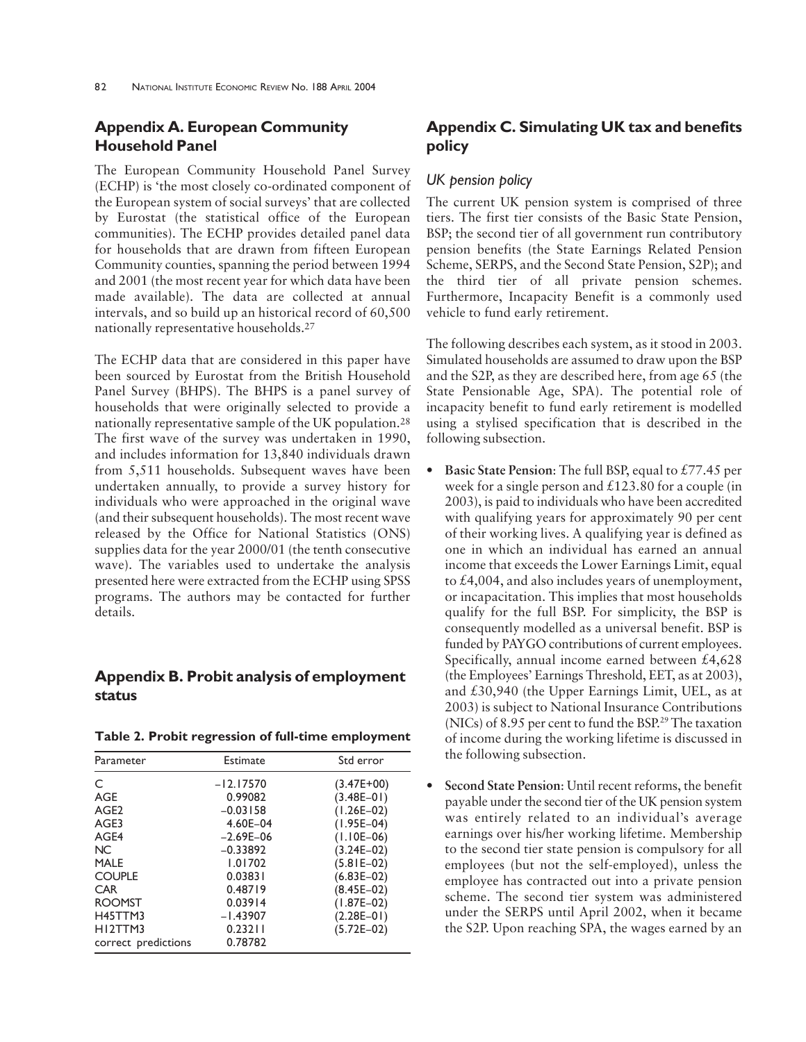## Appendix A. European Community Household Panel

The European Community Household Panel Survey (ECHP) is 'the most closely co-ordinated component of the European system of social surveys' that are collected by Eurostat (the statistical office of the European communities). The ECHP provides detailed panel data for households that are drawn from fifteen European Community counties, spanning the period between 1994 and 2001 (the most recent year for which data have been made available). The data are collected at annual intervals, and so build up an historical record of 60,500 nationally representative households.[27]

The ECHP data that are considered in this paper have been sourced by Eurostat from the British Household Panel Survey (BHPS). The BHPS is a panel survey of households that were originally selected to provide a nationally representative sample of the UK population.[28] The first wave of the survey was undertaken in 1990, and includes information for 13,840 individuals drawn from 5,511 households. Subsequent waves have been undertaken annually, to provide a survey history for individuals who were approached in the original wave (and their subsequent households). The most recent wave released by the Office for National Statistics (ONS) supplies data for the year 2000/01 (the tenth consecutive wave). The variables used to undertake the analysis presented here were extracted from the ECHP using SPSS programs. The authors may be contacted for further details.

## Appendix B. Probit analysis of employment status

**Table 2. Probit regression of full-time employment**

| Parameter | Estimate | Std error |
|---|---|---|
| C | −12.17570 | (3.47E+00) |
| AGE | 0.99082 | (3.48E–01) |
| AGE2 | −0.03158 | (1.26E–02) |
| AGE3 | 4.60E–04 | (1.95E–04) |
| AGE4 | −2.69E–06 | (1.10E–06) |
| NC | −0.33892 | (3.24E–02) |
| MALE | 1.01702 | (5.81E–02) |
| COUPLE | 0.03831 | (6.83E–02) |
| CAR | 0.48719 | (8.45E–02) |
| ROOMST | 0.03914 | (1.87E–02) |
| H45TTM3 | −1.43907 | (2.28E–01) |
| H12TTM3 | 0.23211 | (5.72E–02) |
| correct predictions | 0.78782 | |

## Appendix C. Simulating UK tax and benefits policy

### *UK pension policy*

The current UK pension system is comprised of three tiers. The first tier consists of the Basic State Pension, BSP; the second tier of all government run contributory pension benefits (the State Earnings Related Pension Scheme, SERPS, and the Second State Pension, S2P); and the third tier of all private pension schemes. Furthermore, Incapacity Benefit is a commonly used vehicle to fund early retirement.

The following describes each system, as it stood in 2003. Simulated households are assumed to draw upon the BSP and the S2P, as they are described here, from age 65 (the State Pensionable Age, SPA). The potential role of incapacity benefit to fund early retirement is modelled using a stylised specification that is described in the following subsection.

- **Basic State Pension**: The full BSP, equal to £77.45 per week for a single person and £123.80 for a couple (in 2003), is paid to individuals who have been accredited with qualifying years for approximately 90 per cent of their working lives. A qualifying year is defined as one in which an individual has earned an annual income that exceeds the Lower Earnings Limit, equal to £4,004, and also includes years of unemployment, or incapacitation. This implies that most households qualify for the full BSP. For simplicity, the BSP is consequently modelled as a universal benefit. BSP is funded by PAYGO contributions of current employees. Specifically, annual income earned between £4,628 (the Employees' Earnings Threshold, EET, as at 2003), and £30,940 (the Upper Earnings Limit, UEL, as at 2003) is subject to National Insurance Contributions (NICs) of 8.95 per cent to fund the BSP.[29] The taxation of income during the working lifetime is discussed in the following subsection.

- **Second State Pension**: Until recent reforms, the benefit payable under the second tier of the UK pension system was entirely related to an individual's average earnings over his/her working lifetime. Membership to the second tier state pension is compulsory for all employees (but not the self-employed), unless the employee has contracted out into a private pension scheme. The second tier system was administered under the SERPS until April 2002, when it became the S2P. Upon reaching SPA, the wages earned by an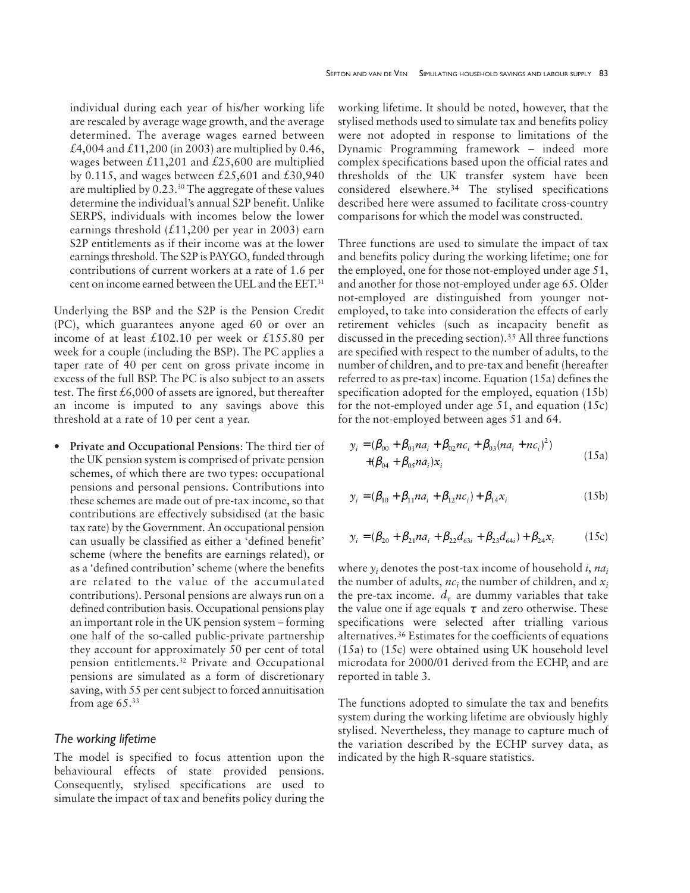individual during each year of his/her working life are rescaled by average wage growth, and the average determined. The average wages earned between £4,004 and £11,200 (in 2003) are multiplied by 0.46, wages between £11,201 and £25,600 are multiplied by 0.115, and wages between £25,601 and £30,940 are multiplied by 0.23.[30] The aggregate of these values determine the individual's annual S2P benefit. Unlike SERPS, individuals with incomes below the lower earnings threshold (£11,200 per year in 2003) earn S2P entitlements as if their income was at the lower earnings threshold. The S2P is PAYGO, funded through contributions of current workers at a rate of 1.6 per cent on income earned between the UEL and the EET.[31]

Underlying the BSP and the S2P is the Pension Credit (PC), which guarantees anyone aged 60 or over an income of at least £102.10 per week or £155.80 per week for a couple (including the BSP). The PC applies a taper rate of 40 per cent on gross private income in excess of the full BSP. The PC is also subject to an assets test. The first £6,000 of assets are ignored, but thereafter an income is imputed to any savings above this threshold at a rate of 10 per cent a year.

- **Private and Occupational Pensions**: The third tier of the UK pension system is comprised of private pension schemes, of which there are two types: occupational pensions and personal pensions. Contributions into these schemes are made out of pre-tax income, so that contributions are effectively subsidised (at the basic tax rate) by the Government. An occupational pension can usually be classified as either a 'defined benefit' scheme (where the benefits are earnings related), or as a 'defined contribution' scheme (where the benefits are related to the value of the accumulated contributions). Personal pensions are always run on a defined contribution basis. Occupational pensions play an important role in the UK pension system – forming one half of the so-called public-private partnership they account for approximately 50 per cent of total pension entitlements.[32] Private and Occupational pensions are simulated as a form of discretionary saving, with 55 per cent subject to forced annuitisation from age 65.[33]

## *The working lifetime*

The model is specified to focus attention upon the behavioural effects of state provided pensions. Consequently, stylised specifications are used to simulate the impact of tax and benefits policy during the working lifetime. It should be noted, however, that the stylised methods used to simulate tax and benefits policy were not adopted in response to limitations of the Dynamic Programming framework – indeed more complex specifications based upon the official rates and thresholds of the UK transfer system have been considered elsewhere.[34] The stylised specifications described here were assumed to facilitate cross-country comparisons for which the model was constructed.

Three functions are used to simulate the impact of tax and benefits policy during the working lifetime; one for the employed, one for those not-employed under age 51, and another for those not-employed under age 65. Older not-employed are distinguished from younger not-employed, to take into consideration the effects of early retirement vehicles (such as incapacity benefit as discussed in the preceding section).[35] All three functions are specified with respect to the number of adults, to the number of children, and to pre-tax and benefit (hereafter referred to as pre-tax) income. Equation (15a) defines the specification adopted for the employed, equation (15b) for the not-employed under age 51, and equation (15c) for the not-employed between ages 51 and 64.

$$y_i = (\beta_{00} + \beta_{01} na_i + \beta_{02} nc_i + \beta_{03} (na_i + nc_i)^2) + (\beta_{04} + \beta_{05} na_i) x_i \tag{15a}$$

$$y_i = (\beta_{10} + \beta_{11} na_i + \beta_{12} nc_i) + \beta_{14} x_i \tag{15b}$$

$$y_i = (\beta_{20} + \beta_{21} na_i + \beta_{22} d_{63i} + \beta_{23} d_{64i}) + \beta_{24} x_i \tag{15c}$$

where $y_i$ denotes the post-tax income of household $i$, $na_i$ the number of adults, $nc_i$ the number of children, and $x_i$ the pre-tax income. $d_\tau$ are dummy variables that take the value one if age equals $\tau$ and zero otherwise. These specifications were selected after trialling various alternatives.[36] Estimates for the coefficients of equations (15a) to (15c) were obtained using UK household level microdata for 2000/01 derived from the ECHP, and are reported in table 3.

The functions adopted to simulate the tax and benefits system during the working lifetime are obviously highly stylised. Nevertheless, they manage to capture much of the variation described by the ECHP survey data, as indicated by the high R-square statistics.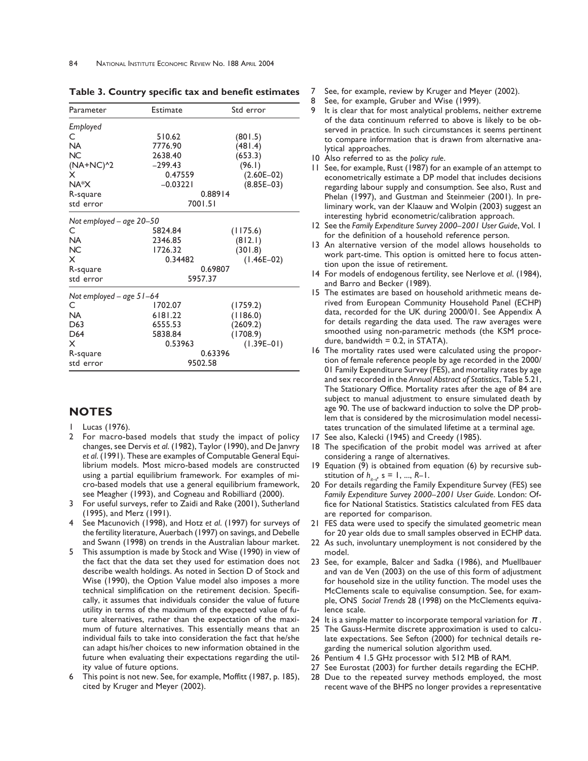**Table 3. Country specific tax and benefit estimates**

| Parameter | Estimate | Std error |
|---|---|---|
| *Employed* | | |
| C | 510.62 | (801.5) |
| NA | 7776.90 | (481.4) |
| NC | 2638.40 | (653.3) |
| (NA+NC)^2 | –299.43 | (96.1) |
| X | 0.47559 | (2.60E–02) |
| NA*X | –0.03221 | (8.85E–03) |
| R-square | 0.88914 | |
| std error | 7001.51 | |
| *Not employed – age 20–50* | | |
| C | 5824.84 | (1175.6) |
| NA | 2346.85 | (812.1) |
| NC | 1726.32 | (301.8) |
| X | 0.34482 | (1.46E–02) |
| R-square | 0.69807 | |
| std error | 5957.37 | |
| *Not employed – age 51–64* | | |
| C | 1702.07 | (1759.2) |
| NA | 6181.22 | (1186.0) |
| D63 | 6555.53 | (2609.2) |
| D64 | 5838.84 | (1708.9) |
| X | 0.53963 | (1.39E–01) |
| R-square | 0.63396 | |
| std error | 9502.58 | |

## NOTES

1. Lucas (1976).
2. For macro-based models that study the impact of policy changes, see Dervis *et al.* (1982), Taylor (1990), and De Janvry *et al.* (1991). These are examples of Computable General Equilibrium models. Most micro-based models are constructed using a partial equilibrium framework. For examples of micro-based models that use a general equilibrium framework, see Meagher (1993), and Cogneau and Robilliard (2000).
3. For useful surveys, refer to Zaidi and Rake (2001), Sutherland (1995), and Merz (1991).
4. See Macunovich (1998), and Hotz *et al.* (1997) for surveys of the fertility literature, Auerbach (1997) on savings, and Debelle and Swann (1998) on trends in the Australian labour market.
5. This assumption is made by Stock and Wise (1990) in view of the fact that the data set they used for estimation does not describe wealth holdings. As noted in Section D of Stock and Wise (1990), the Option Value model also imposes a more technical simplification on the retirement decision. Specifically, it assumes that individuals consider the value of future utility in terms of the maximum of the expected value of future alternatives, rather than the expectation of the maximum of future alternatives. This essentially means that an individual fails to take into consideration the fact that he/she can adapt his/her choices to new information obtained in the future when evaluating their expectations regarding the utility value of future options.
6. This point is not new. See, for example, Moffitt (1987, p. 185), cited by Kruger and Meyer (2002).
7. See, for example, review by Kruger and Meyer (2002).
8. See, for example, Gruber and Wise (1999).
9. It is clear that for most analytical problems, neither extreme of the data continuum referred to above is likely to be observed in practice. In such circumstances it seems pertinent to compare information that is drawn from alternative analytical approaches.
10. Also referred to as the *policy rule*.
11. See, for example, Rust (1987) for an example of an attempt to econometrically estimate a DP model that includes decisions regarding labour supply and consumption. See also, Rust and Phelan (1997), and Gustman and Steinmeier (2001). In preliminary work, van der Klaauw and Wolpin (2003) suggest an interesting hybrid econometric/calibration approach.
12. See the *Family Expenditure Survey 2000–2001 User Guide*, Vol. 1 for the definition of a household reference person.
13. An alternative version of the model allows households to work part-time. This option is omitted here to focus attention upon the issue of retirement.
14. For models of endogenous fertility, see Nerlove *et al.* (1984), and Barro and Becker (1989).
15. The estimates are based on household arithmetic means derived from European Community Household Panel (ECHP) data, recorded for the UK during 2000/01. See Appendix A for details regarding the data used. The raw averages were smoothed using non-parametric methods (the KSM procedure, bandwidth = 0.2, in STATA).
16. The mortality rates used were calculated using the proportion of female reference people by age recorded in the 2000/01 Family Expenditure Survey (FES), and mortality rates by age and sex recorded in the *Annual Abstract of Statistics*, Table 5.21, The Stationary Office. Mortality rates after the age of 84 are subject to manual adjustment to ensure simulated death by age 90. The use of backward induction to solve the DP problem that is considered by the microsimulation model necessitates truncation of the simulated lifetime at a terminal age.
17. See also, Kalecki (1945) and Creedy (1985).
18. The specification of the probit model was arrived at after considering a range of alternatives.
19. Equation (9) is obtained from equation (6) by recursive substitution of $h_{it-s}$, s = 1, ..., *R*–1.
20. For details regarding the Family Expenditure Survey (FES) see *Family Expenditure Survey 2000–2001 User Guide*. London: Office for National Statistics. Statistics calculated from FES data are reported for comparison.
21. FES data were used to specify the simulated geometric mean for 20 year olds due to small samples observed in ECHP data.
22. As such, involuntary unemployment is not considered by the model.
23. See, for example, Balcer and Sadka (1986), and Muellbauer and van de Ven (2003) on the use of this form of adjustment for household size in the utility function. The model uses the McClements scale to equivalise consumption. See, for example, ONS *Social Trends* 28 (1998) on the McClements equivalence scale.
24. It is a simple matter to incorporate temporal variation for $\pi$.
25. The Gauss-Hermite discrete approximation is used to calculate expectations. See Sefton (2000) for technical details regarding the numerical solution algorithm used.
26. Pentium 4 1.5 GHz processor with 512 MB of RAM.
27. See Eurostat (2003) for further details regarding the ECHP.
28. Due to the repeated survey methods employed, the most recent wave of the BHPS no longer provides a representative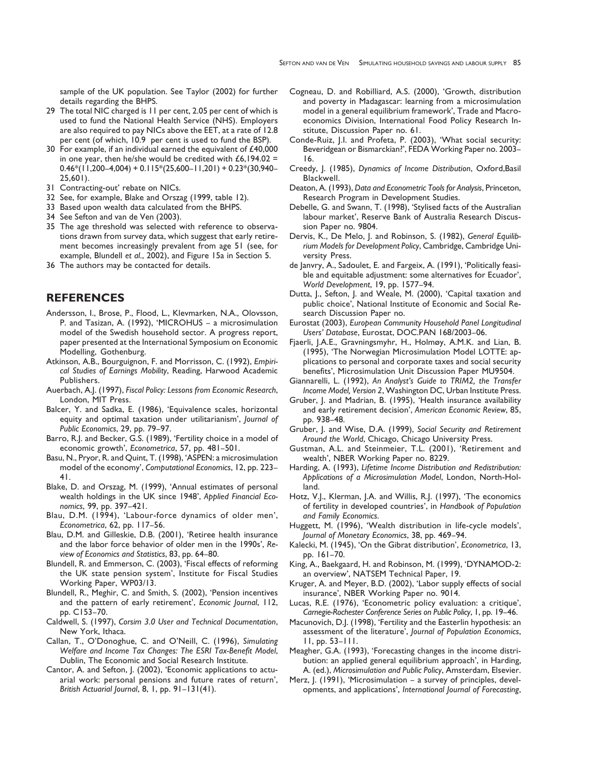sample of the UK population. See Taylor (2002) for further details regarding the BHPS.

29 The total NIC charged is 11 per cent, 2.05 per cent of which is used to fund the National Health Service (NHS). Employers are also required to pay NICs above the EET, at a rate of 12.8 per cent (of which, 10.9 per cent is used to fund the BSP).

30 For example, if an individual earned the equivalent of £40,000 in one year, then he/she would be credited with £6,194.02 = 0.46*(11,200–4,004) + 0.115*(25,600–11,201) + 0.23*(30,940–25,601).

31 Contracting-out' rebate on NICs.

32 See, for example, Blake and Orszag (1999, table 12).

33 Based upon wealth data calculated from the BHPS.

34 See Sefton and van de Ven (2003).

35 The age threshold was selected with reference to observations drawn from survey data, which suggest that early retirement becomes increasingly prevalent from age 51 (see, for example, Blundell *et al*., 2002), and Figure 15a in Section 5.

36 The authors may be contacted for details.

## REFERENCES

Andersson, I., Brose, P., Flood, L., Klevmarken, N.A., Olovsson, P. and Tasizan, A. (1992), 'MICROHUS – a microsimulation model of the Swedish household sector. A progress report, paper presented at the International Symposium on Economic Modelling, Gothenburg.

Atkinson, A.B., Bourguignon, F. and Morrisson, C. (1992), *Empirical Studies of Earnings Mobility*, Reading, Harwood Academic Publishers.

Auerbach, A.J. (1997), *Fiscal Policy: Lessons from Economic Research*, London, MIT Press.

Balcer, Y. and Sadka, E. (1986), 'Equivalence scales, horizontal equity and optimal taxation under utilitarianism', *Journal of Public Economics*, 29, pp. 79–97.

Barro, R.J. and Becker, G.S. (1989), 'Fertility choice in a model of economic growth', *Econometrica*, 57, pp. 481–501.

Basu, N., Pryor, R. and Quint, T. (1998), 'ASPEN: a microsimulation model of the economy', *Computational Economics*, 12, pp. 223–41.

Blake, D. and Orszag, M. (1999), 'Annual estimates of personal wealth holdings in the UK since 1948', *Applied Financial Economics*, 99, pp. 397–421.

Blau, D.M. (1994), 'Labour-force dynamics of older men', *Econometrica*, 62, pp. 117–56.

Blau, D.M. and Gilleskie, D.B. (2001), 'Retiree health insurance and the labor force behavior of older men in the 1990s', *Review of Economics and Statistics*, 83, pp. 64–80.

Blundell, R. and Emmerson, C. (2003), 'Fiscal effects of reforming the UK state pension system', Institute for Fiscal Studies Working Paper, WP03/13.

Blundell, R., Meghir, C. and Smith, S. (2002), 'Pension incentives and the pattern of early retirement', *Economic Journal*, 112, pp. C153–70.

Caldwell, S. (1997), *Corsim 3.0 User and Technical Documentation*, New York, Ithaca.

Callan, T., O'Donoghue, C. and O'Neill, C. (1996), *Simulating Welfare and Income Tax Changes: The ESRI Tax-Benefit Model*, Dublin, The Economic and Social Research Institute.

Cantor, A. and Sefton, J. (2002), 'Economic applications to actuarial work: personal pensions and future rates of return', *British Actuarial Journal*, 8, 1, pp. 91–131(41).

Cogneau, D. and Robilliard, A.S. (2000), 'Growth, distribution and poverty in Madagascar: learning from a microsimulation model in a general equilibrium framework', Trade and Macroeconomics Division, International Food Policy Research Institute, Discussion Paper no. 61.

Conde-Ruiz, J.I. and Profeta, P. (2003), 'What social security: Beveridgean or Bismarckian?', FEDA Working Paper no. 2003–16.

Creedy, J. (1985), *Dynamics of Income Distribution*, Oxford,Basil Blackwell.

Deaton, A. (1993), *Data and Econometric Tools for Analysis*, Princeton, Research Program in Development Studies.

Debelle, G. and Swann, T. (1998), 'Stylised facts of the Australian labour market', Reserve Bank of Australia Research Discussion Paper no. 9804.

Dervis, K., De Melo, J. and Robinson, S. (1982), *General Equilibrium Models for Development Policy*, Cambridge, Cambridge University Press.

de Janvry, A., Sadoulet, E. and Fargeix, A. (1991), 'Politically feasible and equitable adjustment: some alternatives for Ecuador', *World Development*, 19, pp. 1577–94.

Dutta, J., Sefton, J. and Weale, M. (2000), 'Capital taxation and public choice', National Institute of Economic and Social Research Discussion Paper no.

Eurostat (2003), *European Community Household Panel Longitudinal Users' Database*, Eurostat, DOC.PAN 168/2003–06.

Fjaerli, J.A.E., Gravningsmyhr, H., Holmøy, A.M.K. and Lian, B. (1995), 'The Norwegian Microsimulation Model LOTTE: applications to personal and corporate taxes and social security benefits', Microsimulation Unit Discussion Paper MU9504.

Giannarelli, L. (1992), *An Analyst's Guide to TRIM2, the Transfer Income Model, Version 2*, Washington DC, Urban Institute Press.

Gruber, J. and Madrian, B. (1995), 'Health insurance availability and early retirement decision', *American Economic Review*, 85, pp. 938–48.

Gruber, J. and Wise, D.A. (1999), *Social Security and Retirement Around the World*, Chicago, Chicago University Press.

Gustman, A.L. and Steinmeier, T.L. (2001), 'Retirement and wealth', NBER Working Paper no. 8229.

Harding, A. (1993), *Lifetime Income Distribution and Redistribution: Applications of a Microsimulation Model*, London, North-Holland.

Hotz, V.J., Klerman, J.A. and Willis, R.J. (1997), 'The economics of fertility in developed countries', in *Handbook of Population and Family Economics*.

Huggett, M. (1996), 'Wealth distribution in life-cycle models', *Journal of Monetary Economics*, 38, pp. 469–94.

Kalecki, M. (1945), 'On the Gibrat distribution', *Econometrica*, 13, pp. 161–70.

King, A., Baekgaard, H. and Robinson, M. (1999), 'DYNAMOD-2: an overview', NATSEM Technical Paper, 19.

Kruger, A. and Meyer, B.D. (2002), 'Labor supply effects of social insurance', NBER Working Paper no. 9014.

Lucas, R.E. (1976), 'Econometric policy evaluation: a critique', *Carnegie-Rochester Conference Series on Public Policy*, 1, pp. 19–46.

Macunovich, D.J. (1998), 'Fertility and the Easterlin hypothesis: an assessment of the literature', *Journal of Population Economics*, 11, pp. 53–111.

Meagher, G.A. (1993), 'Forecasting changes in the income distribution: an applied general equilibrium approach', in Harding, A. (ed.), *Microsimulation and Public Policy*, Amsterdam, Elsevier.

Merz, J. (1991), 'Microsimulation – a survey of principles, developments, and applications', *International Journal of Forecasting*,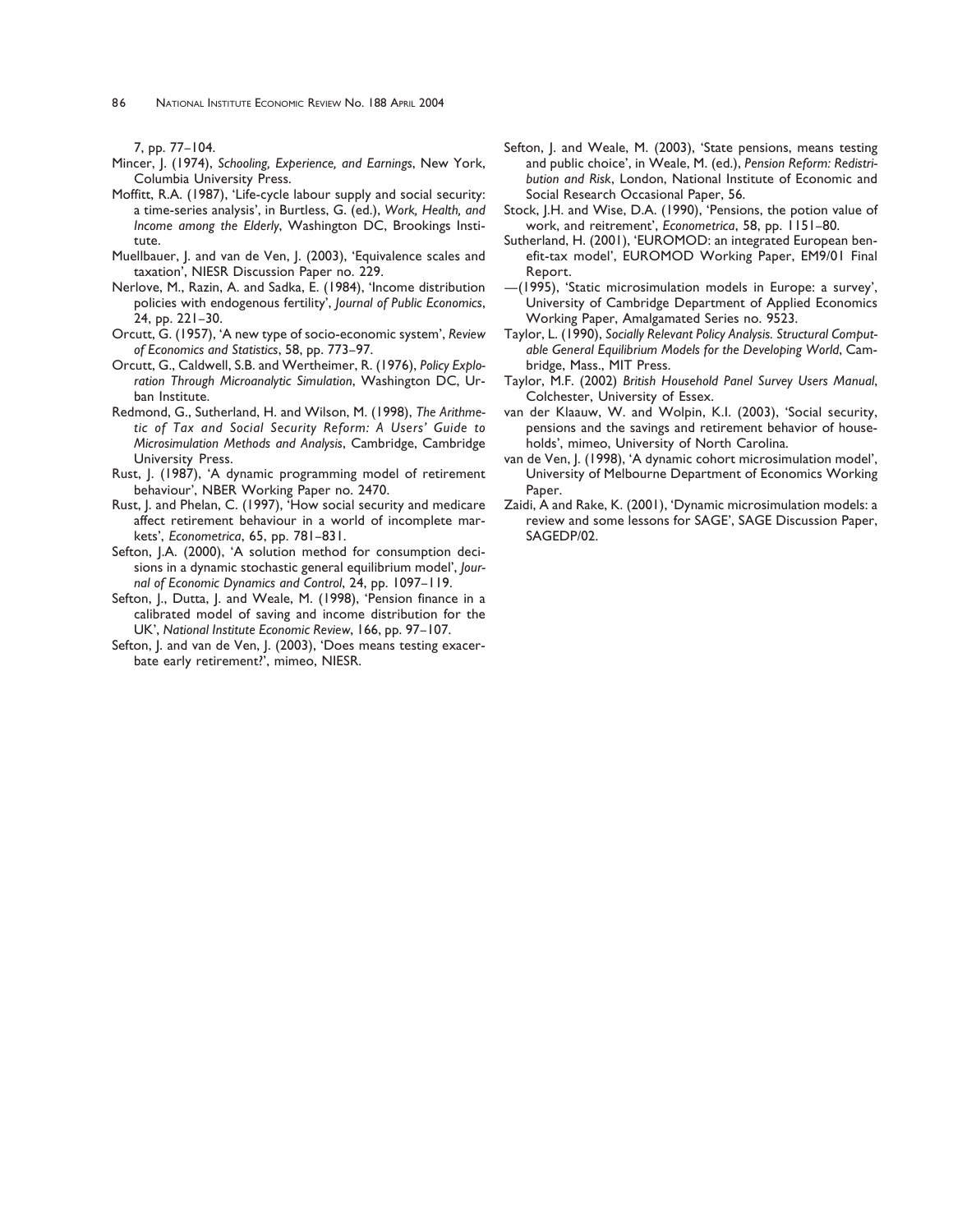7, pp. 77–104.

Mincer, J. (1974), *Schooling, Experience, and Earnings*, New York, Columbia University Press.

Moffitt, R.A. (1987), 'Life-cycle labour supply and social security: a time-series analysis', in Burtless, G. (ed.), *Work, Health, and Income among the Elderly*, Washington DC, Brookings Institute.

Muellbauer, J. and van de Ven, J. (2003), 'Equivalence scales and taxation', NIESR Discussion Paper no. 229.

Nerlove, M., Razin, A. and Sadka, E. (1984), 'Income distribution policies with endogenous fertility', *Journal of Public Economics*, 24, pp. 221–30.

Orcutt, G. (1957), 'A new type of socio-economic system', *Review of Economics and Statistics*, 58, pp. 773–97.

Orcutt, G., Caldwell, S.B. and Wertheimer, R. (1976), *Policy Exploration Through Microanalytic Simulation*, Washington DC, Urban Institute.

Redmond, G., Sutherland, H. and Wilson, M. (1998), *The Arithmetic of Tax and Social Security Reform: A Users' Guide to Microsimulation Methods and Analysis*, Cambridge, Cambridge University Press.

Rust, J. (1987), 'A dynamic programming model of retirement behaviour', NBER Working Paper no. 2470.

Rust, J. and Phelan, C. (1997), 'How social security and medicare affect retirement behaviour in a world of incomplete markets', *Econometrica*, 65, pp. 781–831.

Sefton, J.A. (2000), 'A solution method for consumption decisions in a dynamic stochastic general equilibrium model', *Journal of Economic Dynamics and Control*, 24, pp. 1097–119.

Sefton, J., Dutta, J. and Weale, M. (1998), 'Pension finance in a calibrated model of saving and income distribution for the UK', *National Institute Economic Review*, 166, pp. 97–107.

Sefton, J. and van de Ven, J. (2003), 'Does means testing exacerbate early retirement?', mimeo, NIESR.

Sefton, J. and Weale, M. (2003), 'State pensions, means testing and public choice', in Weale, M. (ed.), *Pension Reform: Redistribution and Risk*, London, National Institute of Economic and Social Research Occasional Paper, 56.

Stock, J.H. and Wise, D.A. (1990), 'Pensions, the potion value of work, and reitrement', *Econometrica*, 58, pp. 1151–80.

Sutherland, H. (2001), 'EUROMOD: an integrated European benefit-tax model', EUROMOD Working Paper, EM9/01 Final Report.

—(1995), 'Static microsimulation models in Europe: a survey', University of Cambridge Department of Applied Economics Working Paper, Amalgamated Series no. 9523.

Taylor, L. (1990), *Socially Relevant Policy Analysis. Structural Computable General Equilibrium Models for the Developing World*, Cambridge, Mass., MIT Press.

Taylor, M.F. (2002) *British Household Panel Survey Users Manual*, Colchester, University of Essex.

van der Klaauw, W. and Wolpin, K.I. (2003), 'Social security, pensions and the savings and retirement behavior of households', mimeo, University of North Carolina.

van de Ven, J. (1998), 'A dynamic cohort microsimulation model', University of Melbourne Department of Economics Working Paper.

Zaidi, A and Rake, K. (2001), 'Dynamic microsimulation models: a review and some lessons for SAGE', SAGE Discussion Paper, SAGEDP/02.